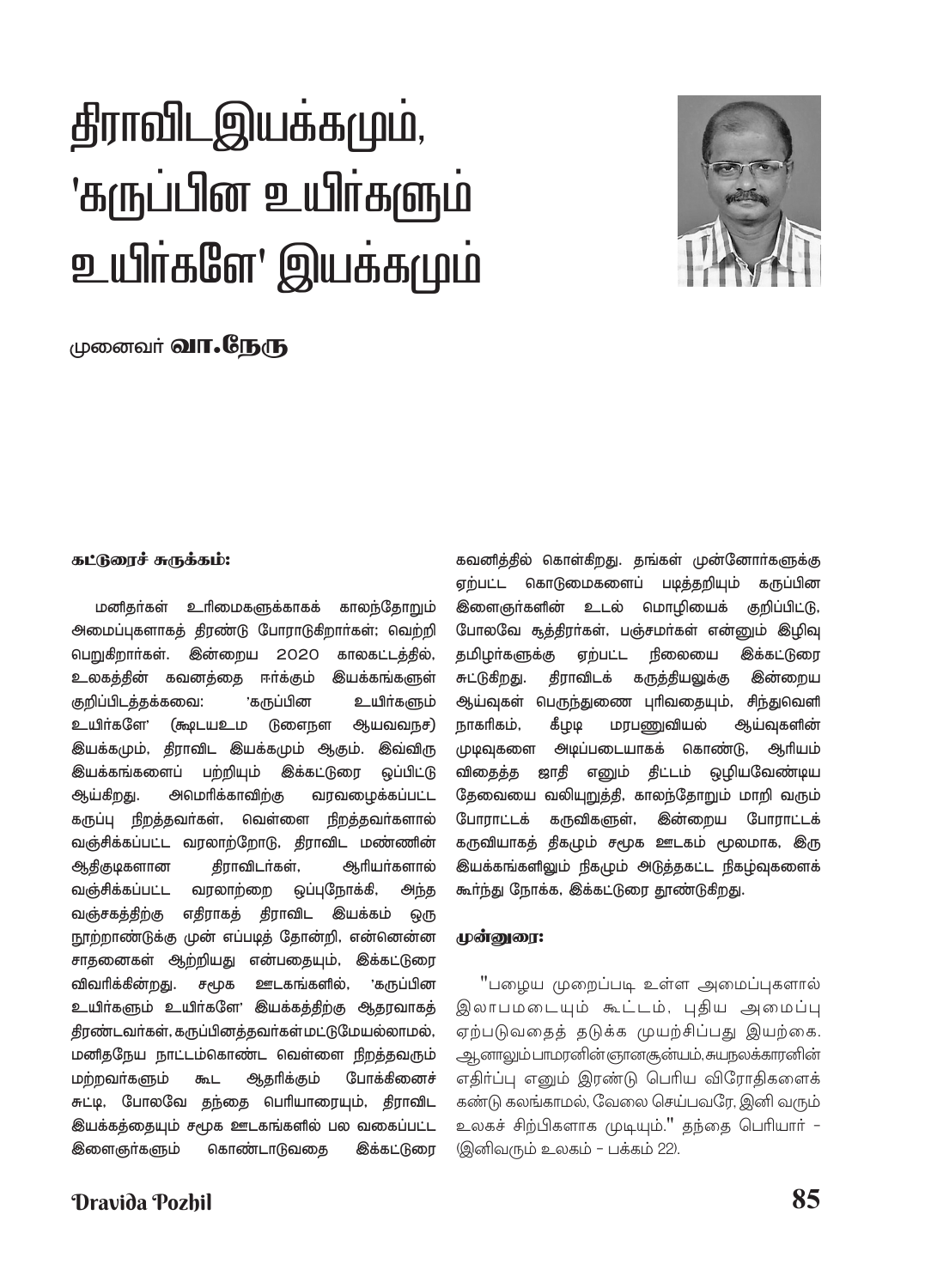# திராவிடஇயக்கமும், 'கருப்பின உயிர்களும் உயிர்களே' இயக்கமும்

முனைவர் **வா.நேரு**

**கட்டுரைச் சுருக்கம்:**

மனிதர்கள் உரிமைகளுக்காகக் காலந்தோறும் அமைப்புகளாகத் திரண்டு போராடுகிறார்கள்; வெற்றி பெறுகிறார்கள். இன்றைய 2020 காலகட்டத்தில், உலகத்தின் கவனத்தை ஈர்க்கும் இயக்கங்களுள் குறிப்பிடத்தக்கவை: 'கருப்பின உயிர்களும் உயிர்களே' (கூடயஉம டுளைநள ஆயவவநச) இயக்கமும், திராவிட இயக்கமும் ஆகும். இவ்விரு இயக்கங்களைப் பற்றியும் இக்கட்டுரை ஒப்பிட்டு ஆய்கிறது. அமெரிக்காவிற்கு வரவழைக்கப்பட்ட கருப்பு நிறத்தவர்கள், வெள்ளை நிறத்தவர்களால் வஞ்சிக்கப்பட்ட வரலாற்றோடு, திராவிட மண்ணின் ஆதிகுடிகளான திராவிடர்கள், ஆரியர்களால் வஞ்சிக்கப்பட்ட வரலாற்றை ஒப்புநோக்கி, அந்த வஞ்சகத்திற்கு எதிராகத் திராவிட இயக்கம் ஒரு நூற்றாண்டுக்கு முன் எப்படித் தோன்றி, என்னென்ன சாதனைகள் ஆற்றியது என்பதையும், இக்கட்டுரை விவரிக்கின்றது. சமூக ஊடகங்களில், 'கருப்பின உயிர்களும் உயிர்களே' இயக்கத்திற்கு ஆதரவாகத் திரண்டவர்கள், கருப்பினத்தவர்கள்மட்டுமேயல்லாமல், மனிதநேய நாட்டம்கொண்ட வெள்ளை நிறத்தவரும் மற்றவர்களும் கூட ஆதரிக்கும் போக்கினைச் சுட்டி, போலவே தந்தை பெரியாரையும், திராவிட இயக்கத்தையும் சமூக ஊடகங்களில் பல வகைப்பட்ட இளைஞர்களும் கொண்டாடுவதை இக்கட்டுரை கவனித்தில் கொள்கிறது. தங்கள் முன்னோர்களுக்கு ஏற்பட்ட கொடுமைகளைப் படித்தறியும் கருப்பின இளைஞர்களின் உடல் மொழியைக் குறிப்பிட்டு, போலவே சூத்திரர்கள், பஞ்சமர்கள் என்னும் இழிவு தமிழர்களுக்கு ஏற்பட்ட நிலையை இக்கட்டுரை சுட்டுகிறது. திராவிடக் கருத்தியலுக்கு இன்றைய ஆய்வுகள் பெருந்துணை புரிவதையும், சிந்துவெளி நாகரிகம், கீழடி மரபணுவியல் ஆய்வுகளின் முடிவுகளை அடிப்படையாகக் கொண்டு, ஆரியம் விதைத்த ஜாதி எனும் திட்டம் ஒழியவேண்டிய தேவையை வலியுறுத்தி, காலந்தோறும் மாறி வரும் போராட்டக் கருவிகளுள், இன்றைய போராட்டக் கருவியாகத் திகழும் சமூக ஊடகம் மூலமாக, இரு இயக்கங்களிலும் நிகழும் அடுத்தகட்ட நிகழ்வுகளைக் கூர்ந்து நோக்க, இக்கட்டுரை தூண்டுகிறது.

**முன்னுரை:**

"பழைய முறைப்படி உள்ள அமைப்புகளால் இலாபமடையும் கூட்டம், புதிய அமைப்பு ஏற்படுவதைத் தடுக்க முயற்சிப்பது இயற்கை. ஆனாலும்பாமரனின்ஞானசூன்யம்,சுயநலக்காரனின் எதிர்ப்பு எனும் இரண்டு பெரிய விரோதிகளைக் கண்டு கலங்காமல், வேலை செய்பவரே, இனி வரும் உலகச் சிற்பிகளாக முடியும்." தந்தை பெரியார் - (இனிவரும் உலகம் - பக்கம் 22).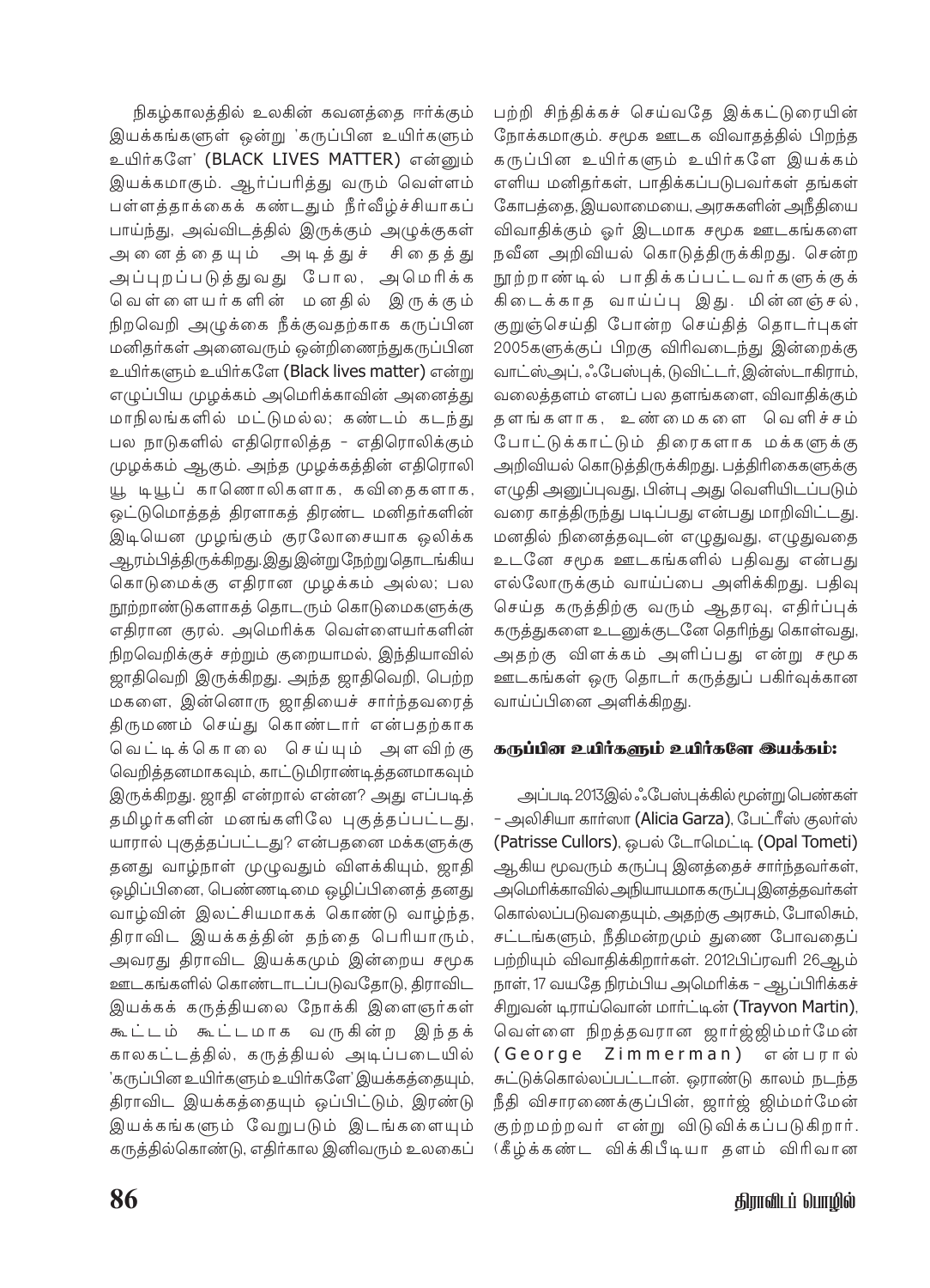நிகழ்காலத்தில் உலகின் கவனத்தை ஈர்க்கும் இயக்கங்களுள் ஒன்று 'கருப்பின உயிர்களும் உயிர்களே' (BLACK LIVES MATTER) என்னும் இயக்கமாகும். ஆர்ப்பரித்து வரும் வெள்ளம் பள்ளத்தாக்கைக் கண்டதும் நீர்வீழ்ச்சியாகப் பாய்ந்து, அவ்விடத்தில் இருக்கும் அழுக்குகள் அனைத்தையும் அடித்துச் சிதைத்து அப்புறப்படுத்துவது போல, அமெரிக்க வெள்ளையர்களின் மனதில் இருக்கும் நிறவெறி அழுக்கை நீக்குவதற்காக கருப்பின மனிதர்கள் அனைவரும் ஒன்றிணைந்துகருப்பின உயிர்களும் உயிர்களே (Black lives matter) என்று எழுப்பிய முழக்கம் அமெரிக்காவின் அனைத்து மாநிலங்களில் மட்டுமல்ல; கண்டம் கடந்து பல நாடுகளில் எதிரொலித்த – எதிரொலிக்கும் முழக்கம் ஆகும். அந்த முழக்கத்தின் எதிரொலி யூ டியூப் காணொலிகளாக, கவிதைகளாக, ஒட்டுமொத்தத் திரளாகத் திரண்ட மனிதர்களின் இடியென முழங்கும் குரலோசையாக ஒலிக்க ஆரம்பித்திருக்கிறது.இது இன்று நேற்று தொடங்கிய கொடுமைக்கு எதிரான முழக்கம் அல்ல; பல நூற்றாண்டுகளாகத் தொடரும் கொடுமைகளுக்கு எதிரான குரல். அமெரிக்க வெள்ளையர்களின் நிறவெறிக்குச் சற்றும் குறையாமல், இந்தியாவில் ஜாதிவெறி இருக்கிறது. அந்த ஜாதிவெறி, பெற்ற மகளை, இன்னொரு ஜாதியைச் சார்ந்தவரைத் திருமணம் செய்து கொண்டார் என்பதற்காக வெட்டிக்கொலை செய்யும் அளவிற்கு வெறித்தனமாகவும், காட்டுமிராண்டித்தனமாகவும் இருக்கிறது. ஜாதி என்றால் என்ன? அது எப்படித் தமிழர்களின் மனங்களிலே புகுத்தப்பட்டது, யாரால் புகுத்தப்பட்டது? என்பதனை மக்களுக்கு தனது வாழ்நாள் முழுவதும் விளக்கியும், ஜாதி ஒழிப்பினை, பெண்ணடிமை ஒழிப்பினைத் தனது வாழ்வின் இலட்சியமாகக் கொண்டு வாழ்ந்த, திராவிட இயக்கத்தின் தந்தை பெரியாரும், அவரது திராவிட இயக்கமும் இன்றைய சமூக ஊடகங்களில் கொண்டாடப்படுவதோடு, திராவிட இயக்கக் கருத்தியலை நோக்கி இளைஞர்கள் கூட்டம் கூட்டமாக வருகின்ற இந்தக் காலகட்டத்தில், கருத்தியல் அடிப்படையில் 'கருப்பின உயிர்களும் உயிர்களே' இயக்கத்தையும், திராவிட இயக்கத்தையும் ஒப்பிட்டும், இரண்டு இயக்கங்களும் வேறுபடும் இடங்களையும் கருத்தில்கொண்டு, எதிர்கால இனிவரும் உலகைப் பற்றி சிந்திக்கச் செய்வதே இக்கட்டுரையின் நோக்கமாகும். சமூக ஊடக விவாதத்தில் பிறந்த கருப்பின உயிர்களும் உயிர்களே இயக்கம் எளிய மனிதர்கள், பாதிக்கப்படுபவர்கள் தங்கள் கோபத்தை, இயலாமையை, அரசுகளின் அநீதியை விவாதிக்கும் ஓர் இடமாக சமூக ஊடகங்களை நவீன அறிவியல் கொடுத்திருக்கிறது. சென்ற நூற்றாண்டில் பாதிக்கப்பட்டவர்களுக்குக் கிடைக்காத வாய்ப்பு இது. மின்னஞ்சல், குறுஞ்செய்தி போன்ற செய்தித் தொடர்புகள் 2005களுக்குப் பிறகு விரிவடைந்து இன்றைக்கு வாட்ஸ்அப், ஃபேஸ்புக், டுவிட்டர், இன்ஸ்டாகிராம், வலைத்தளம் எனப் பல தளங்களை, விவாதிக்கும் தளங்களாக, உண்மைகளை வெளிச்சம் போட்டுக்காட்டும் திரைகளாக மக்களுக்கு அறிவியல் கொடுத்திருக்கிறது. பத்திரிகைகளுக்கு எழுதி அனுப்புவது, பின்பு அது வெளியிடப்படும் வரை காத்திருந்து படிப்பது என்பது மாறிவிட்டது. மனதில் நினைத்தவுடன் எழுதுவது, எழுதுவதை உடனே சமூக ஊடகங்களில் பதிவது என்பது எல்லோருக்கும் வாய்ப்பை அளிக்கிறது. பதிவு செய்த கருத்திற்கு வரும் ஆதரவு, எதிர்ப்புக் கருத்துகளை உடனுக்குடனே தெரிந்து கொள்வது, அதற்கு விளக்கம் அளிப்பது என்று சமூக ஊடகங்கள் ஒரு தொடர் கருத்துப் பகிர்வுக்கான வாய்ப்பினை அளிக்கிறது.

### கருப்பின உயிர்களும் உயிர்களே இயக்கம்:

அப்படி 2013இல் ஃபேஸ்புக்கில் மூன்று பெண்கள் – அலிசியா கார்ஸா (Alicia Garza), பேட்ரீஸ் குலர்ஸ் (Patrisse Cullors), ஒபல் டோமெட்டி (Opal Tometi) ஆகிய மூவரும் கருப்பு இனத்தைச் சார்ந்தவர்கள், அமெரிக்காவில் அநியாயமாக கருப்பு இனத்தவர்கள் கொல்லப்படுவதையும், அதற்கு அரசும், போலிசும், சட்டங்களும், நீதிமன்றமும் துணை போவதைப் பற்றியும் விவாதிக்கிறார்கள். 2012பிப்ரவரி 26ஆம் நாள், 17 வயதே நிரம்பிய அமெரிக்க – ஆப்பிரிக்கச் சிறுவன் டிராய்வொன் மார்ட்டின் (Trayvon Martin), வெள்ளை நிறத்தவரான ஜார்ஜ்ஜிம்மர்மேன் (George Zimmerman) என்பரால் சுட்டுக்கொல்லப்பட்டான். ஓராண்டு காலம் நடந்த நீதி விசாரணைக்குப்பின், ஜார்ஜ் ஜிம்மர்மேன் குற்றமற்றவர் என்று விடுவிக்கப்படுகிறார். (கீழ்க்கண்ட விக்கிபீடியா தளம் விரிவான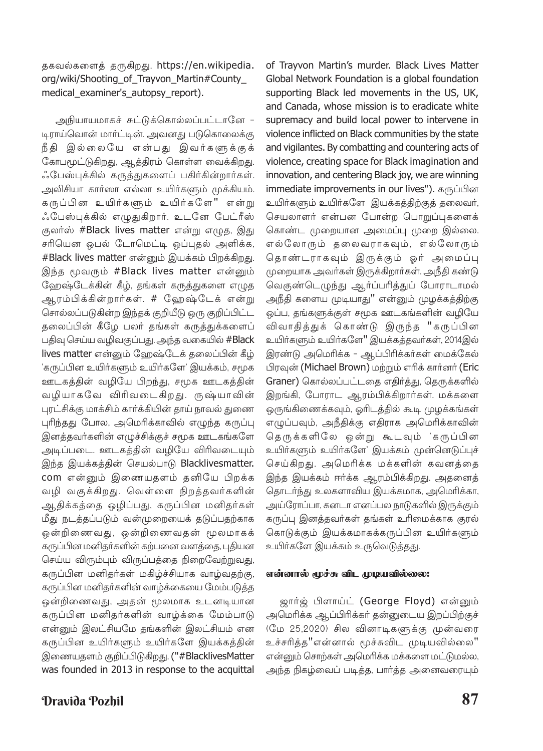தகவல்களைத் தருகிறது. https://en.wikipedia.org/wiki/Shooting_of_Trayvon_Martin#County_medical_examiner's_autopsy_report).

அநியாயமாகச் சுட்டுக்கொல்லப்பட்டானே – டிராய்வொன் மார்ட்டின். அவனது படுகொலைக்கு நீதி இல்லையே என்பது இவர்களுக்குக் கோபமூட்டுகிறது, ஆத்திரம் கொள்ள வைக்கிறது. ஃபேஸ்புக்கில் கருத்துகளைப் பகிர்கின்றார்கள். அலிசியா கார்ஸா எல்லா உயிர்களும் முக்கியம். கருப்பின உயிர்களும் உயிர்களே" என்று ஃபேஸ்புக்கில் எழுதுகிறார். உடனே பேட்ரீஸ் குலர்ஸ் #Black lives matter என்று எழுத, இது சரியென ஒபல் டோமெட்டி ஒப்புதல் அளிக்க, #Black lives matter என்னும் இயக்கம் பிறக்கிறது. இந்த மூவரும் #Black lives matter என்னும் ஹேஷ்டேக்கின் கீழ், தங்கள் கருத்துகளை எழுத ஆரம்பிக்கின்றார்கள். # ஹேஷ்டேக் என்று சொல்லப்படுகின்ற இந்தக் குறியீடு ஒரு குறிப்பிட்ட தலைப்பின் கீழே பலர் தங்கள் கருத்துக்களைப் பதிவு செய்ய வழிவகுப்பது. அந்த வகையில் #Black lives matter என்னும் ஹேஷ்டேக் தலைப்பின் கீழ் 'கருப்பின உயிர்களும் உயிர்களே' இயக்கம், சமூக ஊடகத்தின் வழியே பிறந்து, சமூக ஊடகத்தின் வழியாகவே விரிவடைகிறது. ருஷ்யாவின் புரட்சிக்கு மாக்சிம் கார்க்கியின் தாய் நாவல் துணை புரிந்தது போல, அமெரிக்காவில் எழுந்த கருப்பு இனத்தவர்களின் எழுச்சிக்குச் சமூக ஊடகங்களே அடிப்படை. ஊடகத்தின் வழியே விரிவடையும் இந்த இயக்கத்தின் செயல்பாடு Blacklivesmatter.com என்னும் இணையதளம் தனியே பிறக்க வழி வகுக்கிறது. வெள்ளை நிறத்தவர்களின் ஆதிக்கத்தை ஒழிப்பது, கருப்பின மனிதர்கள் மீது நடத்தப்படும் வன்முறையைத் தடுப்பதற்காக ஒன்றிணைவது, ஒன்றிணைவதன் மூலமாகக் கருப்பின மனிதர்களின் கற்பனை வளத்தை, புதியன செய்ய விரும்பும் விருப்பத்தை நிறைவேற்றுவது, கருப்பின மனிதர்கள் மகிழ்ச்சியாக வாழ்வதற்கு, கருப்பின மனிதர்களின் வாழ்க்கையை மேம்படுத்த ஒன்றிணைவது, அதன் மூலமாக உடனடியான கருப்பின மனிதர்களின் வாழ்க்கை மேம்பாடு என்னும் இலட்சியமே தங்களின் இலட்சியம் என கருப்பின உயிர்களும் உயிர்களே இயக்கத்தின் இணையதளம் குறிப்பிடுகிறது. ("#BlacklivesMatter was founded in 2013 in response to the acquittal of Trayvon Martin's murder. Black Lives Matter Global Network Foundation is a global foundation supporting Black led movements in the US, UK, and Canada, whose mission is to eradicate white supremacy and build local power to intervene in violence inflicted on Black communities by the state and vigilantes. By combatting and countering acts of violence, creating space for Black imagination and innovation, and centering Black joy, we are winning immediate improvements in our lives"). கருப்பின உயிர்களும் உயிர்களே இயக்கத்திற்குத் தலைவர், செயலாளர் என்பன போன்ற பொறுப்புகளைக் கொண்ட முறையான அமைப்பு முறை இல்லை. எல்லோரும் தலைவராகவும், எல்லோரும் தொண்டராகவும் இருக்கும் ஓர் அமைப்பு முறையாக அவர்கள் இருக்கிறார்கள். அநீதி கண்டு வெகுண்டெழுந்து ஆர்ப்பரித்துப் போராடாமல் அநீதி களைய முடியாது" என்னும் முழக்கத்திற்கு ஒப்ப, தங்களுக்குள் சமூக ஊடகங்களின் வழியே விவாதித்துக் கொண்டு இருந்த "கருப்பின உயிர்களும் உயிர்களே" இயக்கத்தவர்கள், 2014இல் இரண்டு அமெரிக்க – ஆப்பிரிக்கர்கள் மைக்கேல் பிரவுன் (Michael Brown) மற்றும் எரிக் கார்னர் (Eric Graner) கொல்லப்பட்டதை எதிர்த்து, தெருக்களில் இறங்கி, போராட ஆரம்பிக்கிறார்கள். மக்களை ஒருங்கிணைக்கவும், ஓரிடத்தில் கூடி முழக்கங்கள் எழுப்பவும், அநீதிக்கு எதிராக அமெரிக்காவின் தெருக்களிலே ஒன்று கூடவும் 'கருப்பின உயிர்களும் உயிர்களே' இயக்கம் முன்னெடுப்புச் செய்கிறது. அமெரிக்க மக்களின் கவனத்தை இந்த இயக்கம் ஈர்க்க ஆரம்பிக்கிறது. அதனைத் தொடர்ந்து உலகளாவிய இயக்கமாக, அமெரிக்கா, அய்ரோப்பா, கனடா எனப்பல நாடுகளில் இருக்கும் கருப்பு இனத்தவர்கள் தங்கள் உரிமைக்காக குரல் கொடுக்கும் இயக்கமாகக்கருப்பின உயிர்களும் உயிர்களே இயக்கம் உருவெடுத்தது.

### என்னால் மூச்சு விட முடியவில்லை:

ஜார்ஜ் பிளாய்ட் (George Floyd) என்னும் அமெரிக்க ஆப்பிரிக்கர் தன்னுடைய இறப்பிற்குச் (மே 25,2020) சில வினாடிகளுக்கு முன்வரை உச்சரித்த"என்னால் மூச்சுவிட முடியவில்லை" என்னும் சொற்கள் அமெரிக்க மக்களை மட்டுமல்ல, அந்த நிகழ்வைப் படித்த, பார்த்த அனைவரையும்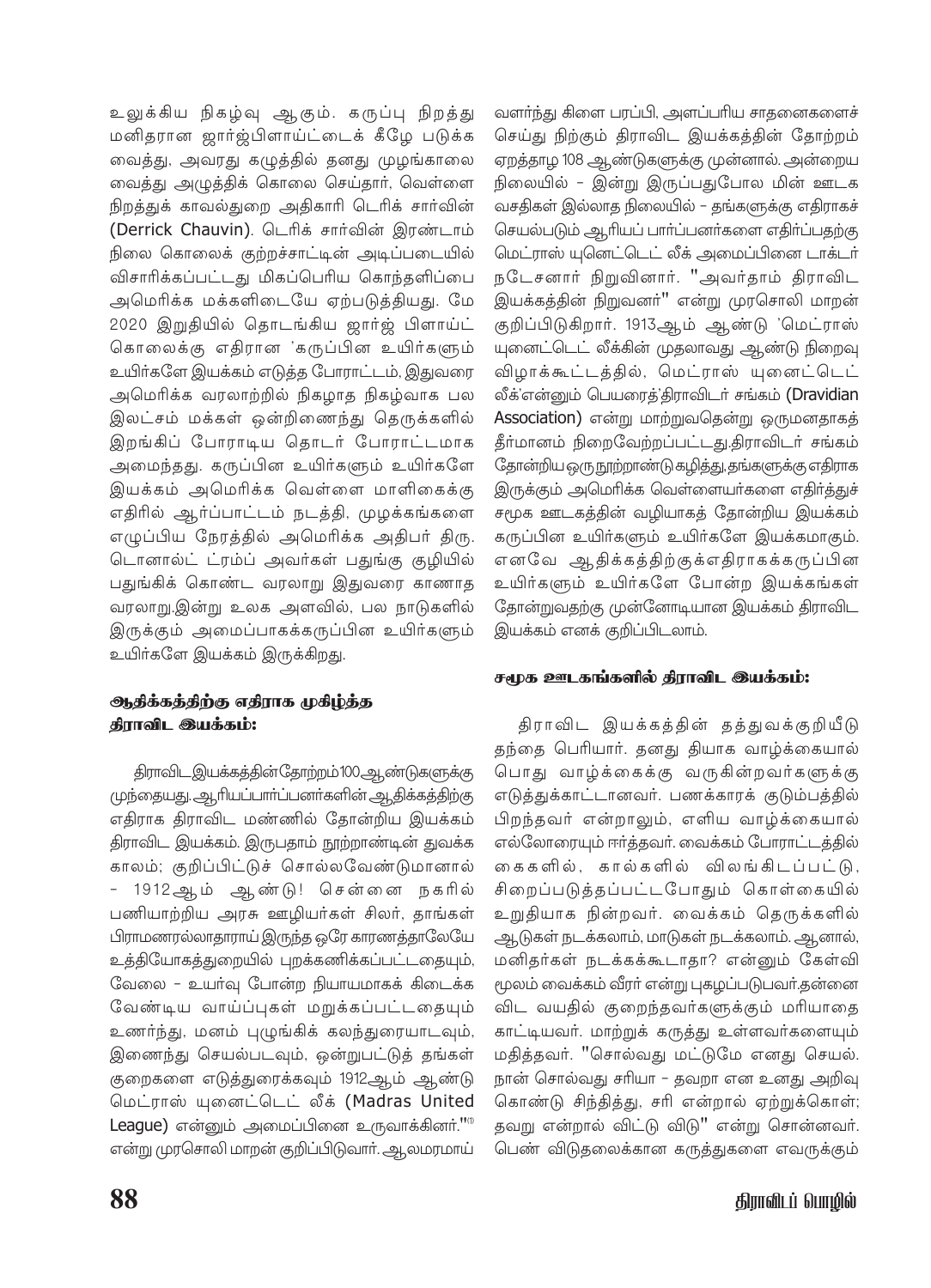உலுக்கிய நிகழ்வு ஆகும். கருப்பு நிறத்து மனிதரான ஜார்ஜ்பிளாய்ட்டைக் கீழே படுக்க வைத்து, அவரது கழுத்தில் தனது முழங்காலை வைத்து அழுத்திக் கொலை செய்தார், வெள்ளை நிறத்துக் காவல்துறை அதிகாரி டெரிக் சாவின் (Derrick Chauvin). டெரிக் சாவின் இரண்டாம் நிலை கொலைக் குற்றச்சாட்டின் அடிப்படையில் விசாரிக்கப்பட்டது மிகப்பெரிய கொந்தளிப்பை அமெரிக்க மக்களிடையே ஏற்படுத்தியது. மே 2020 இறுதியில் தொடங்கிய ஜார்ஜ் பிளாய்ட் கொலைக்கு எதிரான 'கருப்பின உயிர்களும் உயிர்களே இயக்கம் எடுத்த போராட்டம், இதுவரை அமெரிக்க வரலாற்றில் நிகழாத நிகழ்வாக பல இலட்சம் மக்கள் ஒன்றிணைந்து தெருக்களில் இறங்கிப் போராடிய தொடர் போராட்டமாக அமைந்தது. கருப்பின உயிர்களும் உயிர்களே இயக்கம் அமெரிக்க வெள்ளை மாளிகைக்கு எதிரில் ஆர்ப்பாட்டம் நடத்தி, முழக்கங்களை எழுப்பிய நேரத்தில் அமெரிக்க அதிபர் திரு. டொனால்ட் ட்ரம்ப் அவர்கள் பதுங்கு குழியில் பதுங்கிக் கொண்ட வரலாறு இதுவரை காணாத வரலாறு.இன்று உலக அளவில், பல நாடுகளில் இருக்கும் அமைப்பாகக்கருப்பின உயிர்களும் உயிர்களே இயக்கம் இருக்கிறது.

## ஆதிக்கத்திற்கு எதிராக முகிழ்த்த திராவிட இயக்கம்:

திராவிடஇயக்கத்தின்தோற்றம்100ஆண்டுகளுக்கு முந்தையது.ஆரியப்பார்ப்பனர்களின்ஆதிக்கத்திற்கு எதிராக திராவிட மண்ணில் தோன்றிய இயக்கம் திராவிட இயக்கம். இருபதாம் நூற்றாண்டின் துவக்க காலம்; குறிப்பிட்டுச் சொல்லவேண்டுமானால் - 1912ஆம் ஆண்டு! சென்னை நகரில் பணியாற்றிய அரசு ஊழியர்கள் சிலர், தாங்கள் பிராமணரல்லாதாராய் இருந்த ஒரே காரணத்தாலேயே உத்தியோகத்துறையில் புறக்கணிக்கப்பட்டதையும், வேலை - உயர்வு போன்ற நியாயமாகக் கிடைக்க வேண்டிய வாய்ப்புகள் மறுக்கப்பட்டதையும் உணர்ந்து, மனம் புழுங்கிக் கலந்துரையாடவும், இணைந்து செயல்படவும், ஒன்றுபட்டுத் தங்கள் குறைகளை எடுத்துரைக்கவும் 1912ஆம் ஆண்டு மெட்ராஸ் யுனைட்டெட் லீக் (Madras United League) என்னும் அமைப்பினை உருவாக்கினர்."[1] என்று முரசொலி மாறன் குறிப்பிடுவார். ஆலமரமாய் வளர்ந்து கிளை பரப்பி, அளப்பரிய சாதனைகளைச் செய்து நிற்கும் திராவிட இயக்கத்தின் தோற்றம் ஏறத்தாழ 108 ஆண்டுகளுக்கு முன்னால். அன்றைய நிலையில் - இன்று இருப்பதுபோல மின் ஊடக வசதிகள் இல்லாத நிலையில் - தங்களுக்கு எதிராகச் செயல்படும் ஆரியப் பார்ப்பனர்களை எதிர்ப்பதற்கு மெட்ராஸ் யுனைட்டெட் லீக் அமைப்பினை டாக்டர் நடேசனார் நிறுவினார். "அவர்தாம் திராவிட இயக்கத்தின் நிறுவனர்" என்று முரசொலி மாறன் குறிப்பிடுகிறார். 1913ஆம் ஆண்டு 'மெட்ராஸ் யுனைட்டெட் லீக்கின் முதலாவது ஆண்டு நிறைவு விழாக்கூட்டத்தில், மெட்ராஸ் யுனைட்டெட் லீக்'என்னும் பெயரைத்'திராவிடர் சங்கம் (Dravidian Association) என்று மாற்றுவதென்று ஒருமனதாகத் தீர்மானம் நிறைவேற்றப்பட்டது.திராவிடர் சங்கம் தோன்றியஒருநூற்றாண்டுகழித்து,தங்களுக்குஎதிராக இருக்கும் அமெரிக்க வெள்ளையர்களை எதிர்த்துச் சமூக ஊடகத்தின் வழியாகத் தோன்றிய இயக்கம் கருப்பின உயிர்களும் உயிர்களே இயக்கமாகும். எனவே ஆதிக்கத்திற்குஎதிராகக்கருப்பின உயிர்களும் உயிர்களே போன்ற இயக்கங்கள் தோன்றுவதற்கு முன்னோடியான இயக்கம் திராவிட இயக்கம் எனக் குறிப்பிடலாம்.

## சமூக ஊடகங்களில் திராவிட இயக்கம்:

திராவிட இயக்கத்தின் தத்துவக்குறியீடு தந்தை பெரியார். தனது தியாக வாழ்க்கையால் பொது வாழ்க்கைக்கு வருகின்றவர்களுக்கு எடுத்துக்காட்டானவர். பணக்காரக் குடும்பத்தில் பிறந்தவர் என்றாலும், எளிய வாழ்க்கையால் எல்லோரையும் ஈர்த்தவர். வைக்கம் போராட்டத்தில் கைகளில், கால்களில் விலங்கிடப்பட்டு, சிறைப்படுத்தப்பட்டபோதும் கொள்கையில் உறுதியாக நின்றவர். வைக்கம் தெருக்களில் ஆடுகள் நடக்கலாம், மாடுகள் நடக்கலாம். ஆனால், மனிதர்கள் நடக்கக்கூடாதா? என்னும் கேள்வி மூலம் வைக்கம் வீரர் என்று புகழப்படுபவர்.தன்னை விட வயதில் குறைந்தவர்களுக்கும் மரியாதை காட்டியவர். மாற்றுக் கருத்து உள்ளவர்களையும் மதித்தவர். "சொல்வது மட்டுமே எனது செயல். நான் சொல்வது சரியா - தவறா என உனது அறிவு கொண்டு சிந்தித்து, சரி என்றால் ஏற்றுக்கொள்; தவறு என்றால் விட்டு விடு" என்று சொன்னவர். பெண் விடுதலைக்கான கருத்துகளை எவருக்கும்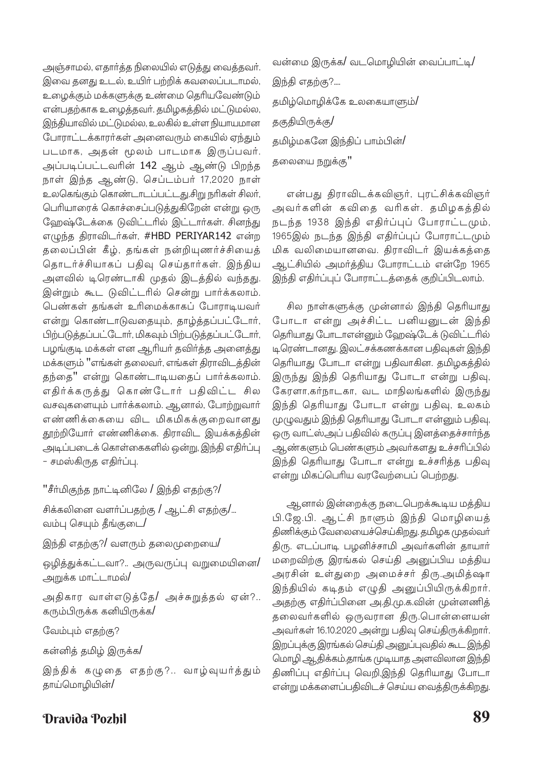அஞ்சாமல், எதார்த்த நிலையில் எடுத்து வைத்தவர். இவை தனது உடல், உயிர் பற்றிக் கவலைப்படாமல், உழைக்கும் மக்களுக்கு உண்மை தெரியவேண்டும் என்பதற்காக உழைத்தவர். தமிழகத்தில் மட்டுமல்ல, இந்தியாவில் மட்டுமல்ல, உலகில் உள்ள நியாயமான போராட்டக்காரர்கள் அனைவரும் கையில் ஏந்தும் படமாக, அதன் மூலம் பாடமாக இருப்பவர். அப்படிப்பட்டவரின் 142 ஆம் ஆண்டு பிறந்த நாள் இந்த ஆண்டு, செப்டம்பர் 17,2020 நாள் உலகெங்கும் கொண்டாடப்பட்டது.சிறு நரிகள் சிலர், பெரியாரைக் கொச்சைப்படுத்துகிறேன் என்று ஒரு ஹேஷ்டேக்கை டுவிட்டரில் இட்டார்கள். சினந்து எழுந்த திராவிடர்கள், #HBD PERIYAR142 என்ற தலைப்பின் கீழ், தங்கள் நன்றியுணர்ச்சியைத் தொடர்ச்சியாகப் பதிவு செய்தார்கள். இந்திய அளவில் டிரெண்டாகி முதல் இடத்தில் வந்தது. இன்றும் கூட டுவிட்டரில் சென்று பார்க்கலாம். பெண்கள் தங்கள் உரிமைக்காகப் போராடியவர் என்று கொண்டாடுவதையும், தாழ்த்தப்பட்டோர், பிற்படுத்தப்பட்டோர், மிகவும் பிற்படுத்தப்பட்டோர், பழங்குடி மக்கள் என ஆரியர் தவிர்த்த அனைத்து மக்களும் "எங்கள் தலைவர், எங்கள் திராவிடத்தின் தந்தை" என்று கொண்டாடியதைப் பார்க்கலாம். எதிர்க்கருத்து கொண்டோர் பதிவிட்ட சில வசவுகளையும் பார்க்கலாம். ஆனால், போற்றுவார் எண்ணிக்கையை விட மிகமிகக்குறைவானது தூற்றியோர் எண்ணிக்கை. திராவிட இயக்கத்தின் அடிப்படைக் கொள்கைகளில் ஒன்று, இந்தி எதிர்ப்பு - சமஸ்கிருத எதிர்ப்பு.

"சீர்மிகுந்த நாட்டினிலே / இந்தி எதற்கு?/

சிக்கலினை வளர்ப்பதற்கு / ஆட்சி எதற்கு/... வம்பு செய்யும் தீங்குடை/

இந்தி எதற்கு?/ வளரும் தலைமுறையை/

ஒழித்துக்கட்டவா?.. அருவருப்பு வறுமையினை/ அறுக்க மாட்டாமல்/

அதிகார வாள்எடுத்தே/ அச்சுறுத்தல் ஏன்?.. கரும்பிருக்க கனியிருக்க/

வேம்பும் எதற்கு?

கன்னித் தமிழ் இருக்க/

இந்திக் கழுதை எதற்கு?.. வாழ்வுயர்த்தும் தாய்மொழியின்/

வன்மை இருக்க/ வடமொழியின் வைப்பாட்டி/

இந்தி எதற்கு?....

தமிழ்மொழிக்கே உலகையாளும்/

தகுதியிருக்கு/

தமிழ்மகனே இந்திப் பாம்பின்/

தலையை நறுக்கு"

என்பது திராவிடக்கவிஞர், புரட்சிக்கவிஞர் அவர்களின் கவிதை வரிகள். தமிழகத்தில் நடந்த 1938 இந்தி எதிர்ப்புப் போராட்டமும், 1965இல் நடந்த இந்தி எதிர்ப்புப் போராட்டமும் மிக வலிமையானவை. திராவிடர் இயக்கத்தை ஆட்சியில் அமர்த்திய போராட்டம் என்றே 1965 இந்தி எதிர்ப்புப் போராட்டத்தைக் குறிப்பிடலாம்.

சில நாள்களுக்கு முன்னால் இந்தி தெரியாது போடா என்று அச்சிட்ட பனியனுடன் இந்தி தெரியாது போடாஎன்னும் ஹேஷ்டேக் டுவிட்டரில் டிரெண்டானது. இலட்சக்கணக்கான பதிவுகள் இந்தி தெரியாது போடா என்று பதிவாகின. தமிழகத்தில் இருந்து இந்தி தெரியாது போடா என்று பதிவு, கேரளா,கர்நாடகா, வட மாநிலங்களில் இருந்து இந்தி தெரியாது போடா என்று பதிவு, உலகம் முழுவதும் இந்தி தெரியாது போடா என்னும் பதிவு, ஒரு வாட்ஸ்அப் பதிவில் கருப்பு இனத்தைச்சார்ந்த ஆண்களும் பெண்களும் அவர்களது உச்சரிப்பில் இந்தி தெரியாது போடா என்று உச்சரித்த பதிவு என்று மிகப்பெரிய வரவேற்பைப் பெற்றது.

ஆனால் இன்றைக்கு நடைபெறக்கூடிய மத்திய பி.ஜே.பி. ஆட்சி நாளும் இந்தி மொழியைத் திணிக்கும் வேலையைச்செய்கிறது. தமிழக முதல்வர் திரு. எடப்பாடி பழனிச்சாமி அவர்களின் தாயார் மறைவிற்கு இரங்கல் செய்தி அனுப்பிய மத்திய அரசின் உள்துறை அமைச்சர் திரு.அமித்ஷா இந்தியில் கடிதம் எழுதி அனுப்பியிருக்கிறார். அதற்கு எதிர்ப்பினை அ.தி.மு.க.வின் முன்னணித் தலைவர்களில் ஒருவரான திரு.பொன்னையன் அவர்கள் 16.10.2020 அன்று பதிவு செய்திருக்கிறார். இறப்புக்கு இரங்கல் செய்தி அனுப்புவதில் கூட இந்தி மொழி ஆதிக்கம்.தாங்க முடியாத அளவிலான இந்தி திணிப்பு எதிர்ப்பு வெறி.இந்தி தெரியாது போடா என்று மக்களைப்பதிவிடச் செய்ய வைத்திருக்கிறது.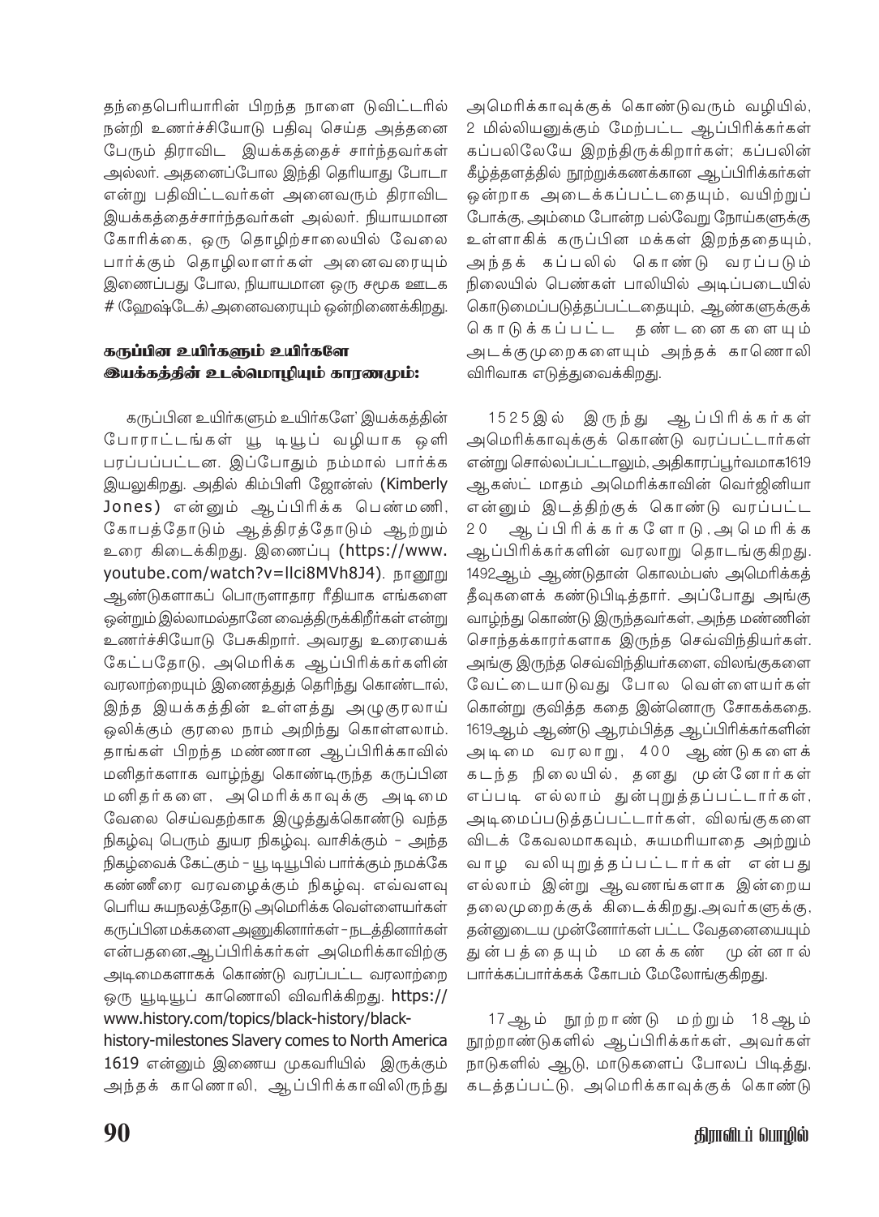தந்தைபெரியாரின் பிறந்த நாளை டுவிட்டரில் நன்றி உணர்ச்சியோடு பதிவு செய்த அத்தனை பேரும் திராவிட இயக்கத்தைச் சார்ந்தவர்கள் அல்லர். அதனைப்போல இந்தி தெரியாது போடா என்று பதிவிட்டவர்கள் அனைவரும் திராவிட இயக்கத்தைச்சார்ந்தவர்கள் அல்லர். நியாயமான கோரிக்கை, ஒரு தொழிற்சாலையில் வேலை பார்க்கும் தொழிலாளர்கள் அனைவரையும் இணைப்பது போல, நியாயமான ஒரு சமூக ஊடக # (ஹேஷ்டேக்) அனைவரையும் ஒன்றிணைக்கிறது.

### கருப்பின உயிர்களும் உயிர்களே இயக்கத்தின் உடல்மொழியும் காரணமும்:

கருப்பின உயிர்களும் உயிர்களே' இயக்கத்தின் போராட்டங்கள் யூ டியூப் வழியாக ஒளி பரப்பப்பட்டன. இப்போதும் நம்மால் பார்க்க இயலுகிறது. அதில் கிம்பிளி ஜோன்ஸ் (Kimberly Jones) என்னும் ஆப்பிரிக்க பெண்மணி, கோபத்தோடும் ஆத்திரத்தோடும் ஆற்றும் உரை கிடைக்கிறது. இணைப்பு (https://www.youtube.com/watch?v=llci8MVh8J4). நானூறு ஆண்டுகளாகப் பொருளாதார ரீதியாக எங்களை ஒன்றும் இல்லாமல்தானே வைத்திருக்கிறீர்கள் என்று உணர்ச்சியோடு பேசுகிறார். அவரது உரையைக் கேட்பதோடு, அமெரிக்க ஆப்பிரிக்கர்களின் வரலாற்றையும் இணைத்துத் தெரிந்து கொண்டால், இந்த இயக்கத்தின் உள்ளத்து அழுகுரலாய் ஒலிக்கும் குரலை நாம் அறிந்து கொள்ளலாம். தாங்கள் பிறந்த மண்ணான ஆப்பிரிக்காவில் மனிதர்களாக வாழ்ந்து கொண்டிருந்த கருப்பின மனிதர்களை, அமெரிக்காவுக்கு அடிமை வேலை செய்வதற்காக இழுத்துக்கொண்டு வந்த நிகழ்வு பெரும் துயர நிகழ்வு. வாசிக்கும் – அந்த நிகழ்வைக் கேட்கும் – யூ டியூபில் பார்க்கும் நமக்கே கண்ணீரை வரவழைக்கும் நிகழ்வு. எவ்வளவு பெரிய சுயநலத்தோடு அமெரிக்க வெள்ளையர்கள் கருப்பின மக்களை அணுகினார்கள் – நடத்தினார்கள் என்பதனை,ஆப்பிரிக்கர்கள் அமெரிக்காவிற்கு அடிமைகளாகக் கொண்டு வரப்பட்ட வரலாற்றை ஒரு யூடியூப் காணொலி விவரிக்கிறது. https://www.history.com/topics/black-history/black-history-milestones Slavery comes to North America 1619 என்னும் இணைய முகவரியில் இருக்கும் அந்தக் காணொலி, ஆப்பிரிக்காவிலிருந்து அமெரிக்காவுக்குக் கொண்டுவரும் வழியில், 2 மில்லியனுக்கும் மேற்பட்ட ஆப்பிரிக்கர்கள் கப்பலிலேயே இறந்திருக்கிறார்கள்; கப்பலின் கீழ்த்தளத்தில் நூற்றுக்கணக்கான ஆப்பிரிக்கர்கள் ஒன்றாக அடைக்கப்பட்டதையும், வயிற்றுப் போக்கு, அம்மை போன்ற பல்வேறு நோய்களுக்கு உள்ளாகிக் கருப்பின மக்கள் இறந்ததையும், அந்தக் கப்பலில் கொண்டு வரப்படும் நிலையில் பெண்கள் பாலியில் அடிப்படையில் கொடுமைப்படுத்தப்பட்டதையும், ஆண்களுக்குக் கொடுக்கப்பட்ட தண்டனைகளையும் அடக்குமுறைகளையும் அந்தக் காணொலி விரிவாக எடுத்துவைக்கிறது.

1525இல் இருந்து ஆப்பிரிக்கர்கள் அமெரிக்காவுக்குக் கொண்டு வரப்பட்டார்கள் என்று சொல்லப்பட்டாலும், அதிகாரப்பூர்வமாக1619 ஆகஸ்ட் மாதம் அமெரிக்காவின் வெர்ஜினியா என்னும் இடத்திற்குக் கொண்டு வரப்பட்ட 20 ஆப்பிரிக்கர்களோடு,அமெரிக்க ஆப்பிரிக்கர்களின் வரலாறு தொடங்குகிறது. 1492ஆம் ஆண்டுதான் கொலம்பஸ் அமெரிக்கத் தீவுகளைக் கண்டுபிடித்தார். அப்போது அங்கு வாழ்ந்து கொண்டு இருந்தவர்கள், அந்த மண்ணின் சொந்தக்காரர்களாக இருந்த செவ்விந்தியர்கள். அங்கு இருந்த செவ்விந்தியர்களை, விலங்குகளை வேட்டையாடுவது போல வெள்ளையர்கள் கொன்று குவித்த கதை இன்னொரு சோகக்கதை. 1619ஆம் ஆண்டு ஆரம்பித்த ஆப்பிரிக்கர்களின் அடிமை வரலாறு, 400 ஆண்டுகளைக் கடந்த நிலையில், தனது முன்னோர்கள் எப்படி எல்லாம் துன்புறுத்தப்பட்டார்கள், அடிமைப்படுத்தப்பட்டார்கள், விலங்குகளை விடக் கேவலமாகவும், சுயமரியாதை அற்றும் வாழ வலியுறுத்தப்பட்டார்கள் என்பது எல்லாம் இன்று ஆவணங்களாக இன்றைய தலைமுறைக்குக் கிடைக்கிறது.அவர்களுக்கு, தன்னுடைய முன்னோர்கள் பட்ட வேதனையையும் துன்பத்தையும் மனக்கண் முன்னால் பார்க்கப்பார்க்கக் கோபம் மேலோங்குகிறது.

17ஆம் நூற்றாண்டு மற்றும் 18ஆம் நூற்றாண்டுகளில் ஆப்பிரிக்கர்கள், அவர்கள் நாடுகளில் ஆடு, மாடுகளைப் போலப் பிடித்து, கடத்தப்பட்டு, அமெரிக்காவுக்குக் கொண்டு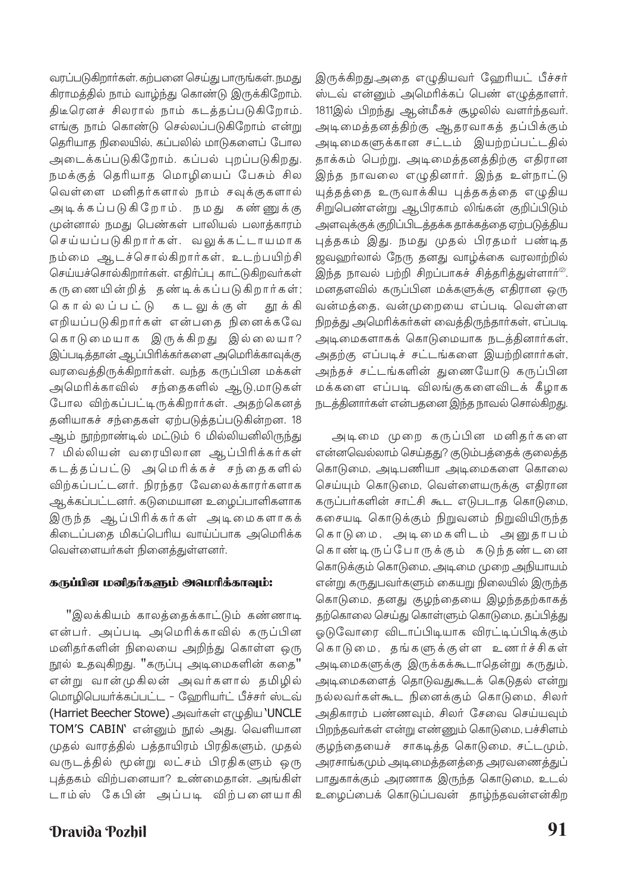வரப்படுகிறார்கள். கற்பனை செய்து பாருங்கள். நமது கிராமத்தில் நாம் வாழ்ந்து கொண்டு இருக்கிறோம். திடீரெனச் சிலரால் நாம் கடத்தப்படுகிறோம். எங்கு நாம் கொண்டு செல்லப்படுகிறோம் என்று தெரியாத நிலையில், கப்பலில் மாடுகளைப் போல அடைக்கப்படுகிறோம். கப்பல் புறப்படுகிறது. நமக்குத் தெரியாத மொழியைப் பேசும் சில வெள்ளை மனிதர்களால் நாம் சவுக்குகளால் அடிக்கப்படுகிறோம். நமது கண்ணுக்கு முன்னால் நமது பெண்கள் பாலியல் பலாத்காரம் செய்யப்படுகிறார்கள். வலுக்கட்டாயமாக நம்மை ஆடச்சொல்கிறார்கள், உடற்பயிற்சி செய்யச்சொல்கிறார்கள். எதிர்ப்பு காட்டுகிறவர்கள் கருணையின்றித் தண்டிக்கப்படுகிறார்கள்; கொல்லப்பட்டு கடலுக்குள் தூக்கி எறியப்படுகிறார்கள் என்பதை நினைக்கவே கொடுமையாக இருக்கிறது இல்லையா? இப்படித்தான் ஆப்பிரிக்கர்களை அமெரிக்காவுக்கு வரவைத்திருக்கிறார்கள். வந்த கருப்பின மக்கள் அமெரிக்காவில் சந்தைகளில் ஆடு,மாடுகள் போல விற்கப்பட்டிருக்கிறார்கள். அதற்கெனத் தனியாகச் சந்தைகள் ஏற்படுத்தப்படுகின்றன. 18 ஆம் நூற்றாண்டில் மட்டும் 6 மில்லியனிலிருந்து 7 மில்லியன் வரையிலான ஆப்பிரிக்கர்கள் கடத்தப்பட்டு அமெரிக்கச் சந்தைகளில் விற்கப்பட்டனர். நிரந்தர வேலைக்காரர்களாக ஆக்கப்பட்டனர். கடுமையான உழைப்பாளிகளாக இருந்த ஆப்பிரிக்கர்கள் அடிமைகளாகக் கிடைப்பதை மிகப்பெரிய வாய்ப்பாக அமெரிக்க வெள்ளையர்கள் நினைத்துள்ளனர்.

### கருப்பின மனிதர்களும் அமெரிக்காவும்:

"இலக்கியம் காலத்தைக்காட்டும் கண்ணாடி என்பர். அப்படி அமெரிக்காவில் கருப்பின மனிதர்களின் நிலையை அறிந்து கொள்ள ஒரு நூல் உதவுகிறது. "கருப்பு அடிமைகளின் கதை" என்று வான்முகிலன் அவர்களால் தமிழில் மொழிபெயர்க்கப்பட்ட - ஹேரியர்ட் பீச்சர் ஸ்டவ் (Harriet Beecher Stowe) அவர்கள் எழுதிய 'UNCLE TOM'S CABIN' என்னும் நூல் அது. வெளியான முதல் வாரத்தில் பத்தாயிரம் பிரதிகளும், முதல் வருடத்தில் மூன்று லட்சம் பிரதிகளும் ஒரு புத்தகம் விற்பனையா? உண்மைதான். அங்கிள் டாம்ஸ் கேபின் அப்படி விற்பனையாகி இருக்கிறது.அதை எழுதியவர் ஹேரியட் பீச்சர் ஸ்டவ் என்னும் அமெரிக்கப் பெண் எழுத்தாளர். 1811இல் பிறந்து ஆன்மீகச் சூழலில் வளர்ந்தவர். அடிமைத்தனத்திற்கு ஆதரவாகத் தப்பிக்கும் அடிமைகளுக்கான சட்டம் இயற்றப்பட்டதில் தாக்கம் பெற்று, அடிமைத்தனத்திற்கு எதிரான இந்த நாவலை எழுதினார். இந்த உள்நாட்டு யுத்தத்தை உருவாக்கிய புத்தகத்தை எழுதிய சிறுபெண்என்று ஆபிரகாம் லிங்கன் குறிப்பிடும் அளவுக்குக் குறிப்பிடத்தக்க தாக்கத்தை ஏற்படுத்திய புத்தகம் இது. நமது முதல் பிரதமர் பண்டித ஜவஹர்லால் நேரு தனது வாழ்க்கை வரலாற்றில் இந்த நாவல் பற்றி சிறப்பாகச் சித்தரித்துள்ளார்[2]. மனதளவில் கருப்பின மக்களுக்கு எதிரான ஒரு வன்மத்தை, வன்முறையை எப்படி வெள்ளை நிறத்து அமெரிக்கர்கள் வைத்திருந்தார்கள், எப்படி அடிமைகளாகக் கொடுமையாக நடத்தினார்கள், அதற்கு எப்படிச் சட்டங்களை இயற்றினார்கள், அந்தச் சட்டங்களின் துணையோடு கருப்பின மக்களை எப்படி விலங்குகளைவிடக் கீழாக நடத்தினார்கள் என்பதனை இந்த நாவல் சொல்கிறது.

அடிமை முறை கருப்பின மனிதர்களை என்னவெல்லாம் செய்தது? குடும்பத்தைக் குலைத்த கொடுமை, அடிபணியா அடிமைகளை கொலை செய்யும் கொடுமை, வெள்ளையருக்கு எதிரான கருப்பர்களின் சாட்சி கூட எடுபடாத கொடுமை, கசையடி கொடுக்கும் நிறுவனம் நிறுவியிருந்த கொடுமை, அடிமைகளிடம் அனுதாபம் கொண்டிருப்போருக்கும் கடுந்தண்டனை கொடுக்கும் கொடுமை, அடிமை முறை அநியாயம் என்று கருதுபவர்களும் கையறு நிலையில் இருந்த கொடுமை, தனது குழந்தையை இழந்ததற்காகத் தற்கொலை செய்து கொள்ளும் கொடுமை, தப்பித்து ஓடுவோரை விடாப்பிடியாக விரட்டிப்பிடிக்கும் கொடுமை, தங்களுக்குள்ள உணர்ச்சிகள் அடிமைகளுக்கு இருக்கக்கூடாதென்று கருதும், அடிமைகளைத் தொடுவதுகூடக் கெடுதல் என்று நல்லவர்கள்கூட நினைக்கும் கொடுமை, சிலர் அதிகாரம் பண்ணவும், சிலர் சேவை செய்யவும் பிறந்தவர்கள் என்று எண்ணும் கொடுமை, பச்சிளம் குழந்தையைச் சாகடித்த கொடுமை, சட்டமும், அரசாங்கமும் அடிமைத்தனத்தை அரவணைத்துப் பாதுகாக்கும் அரணாக இருந்த கொடுமை, உடல் உழைப்பைக் கொடுப்பவன் தாழ்ந்தவன்என்கிற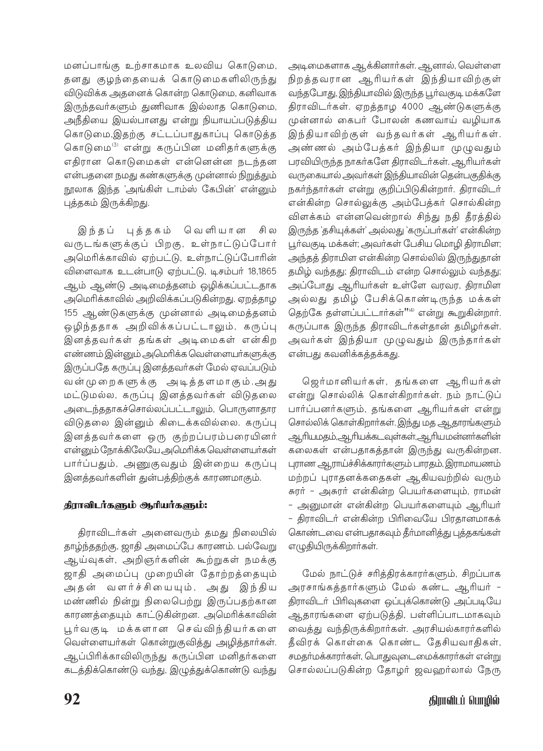மனப்பாங்கு உற்சாகமாக உலவிய கொடுமை, தனது குழந்தையைக் கொடுமைகளிலிருந்து விடுவிக்க அதனைக் கொன்ற கொடுமை, கனிவாக இருந்தவர்களும் துணிவாக இல்லாத கொடுமை, அநீதியை இயல்பானது என்று நியாயப்படுத்திய கொடுமை,இதற்கு சட்டப்பாதுகாப்பு கொடுத்த கொடுமை[3] என்று கருப்பின மனிதர்களுக்கு எதிரான கொடுமைகள் என்னென்ன நடந்தன என்பதனை நமது கண்களுக்கு முன்னால் நிறுத்தும் நூலாக இந்த 'அங்கிள் டாம்ஸ் கேபின்' என்னும் புத்தகம் இருக்கிறது.

இந்தப் புத்தகம் வெளியான சில வருடங்களுக்குப் பிறகு, உள்நாட்டுப்போர் அமெரிக்காவில் ஏற்பட்டு, உள்நாட்டுப்போரின் விளைவாக உடன்பாடு ஏற்பட்டு, டிசம்பர் 18,1865 ஆம் ஆண்டு அடிமைத்தனம் ஒழிக்கப்பட்டதாக அமெரிக்காவில் அறிவிக்கப்படுகின்றது. ஏறத்தாழ 155 ஆண்டுகளுக்கு முன்னால் அடிமைத்தனம் ஒழிந்ததாக அறிவிக்கப்பட்டாலும், கருப்பு இனத்தவர்கள் தங்கள் அடிமைகள் என்கிற எண்ணம் இன்னும் அமெரிக்க வெள்ளையர்களுக்கு இருப்பதே கருப்பு இனத்தவர்கள் மேல் ஏவப்படும் வன்முறைகளுக்கு அடித்தளமாகும்.அது மட்டுமல்ல, கருப்பு இனத்தவர்கள் விடுதலை அடைந்ததாகச்சொல்லப்பட்டாலும், பொருளாதார விடுதலை இன்னும் கிடைக்கவில்லை. கருப்பு இனத்தவர்களை ஒரு குற்றப்பரம்பரையினர் என்னும் நோக்கிலேயே அமெரிக்க வெள்ளையர்கள் பார்ப்பதும், அணுகுவதும் இன்றைய கருப்பு இனத்தவர்களின் துன்பத்திற்குக் காரணமாகும்.

**திராவிடர்களும் ஆரியர்களும்:**

திராவிடர்கள் அனைவரும் தமது நிலையில் தாழ்ந்ததற்கு, ஜாதி அமைப்பே காரணம். பல்வேறு ஆய்வுகள், அறிஞர்களின் கூற்றுகள் நமக்கு ஜாதி அமைப்பு முறையின் தோற்றத்தையும் அதன் வளர்ச்சியையும், அது இந்திய மண்ணில் நின்று நிலைபெற்று இருப்பதற்கான காரணத்தையும் காட்டுகின்றன. அமெரிக்காவின் பூர்வகுடி மக்களான செவ்விந்தியர்களை வெள்ளையர்கள் கொன்றுகுவித்து அழித்தார்கள். ஆப்பிரிக்காவிலிருந்து கருப்பின மனிதர்களை கடத்திக்கொண்டு வந்து, இழுத்துக்கொண்டு வந்து அடிமைகளாக ஆக்கினார்கள். ஆனால், வெள்ளை நிறத்தவரான ஆரியர்கள் இந்தியாவிற்குள் வந்தபோது, இந்தியாவில் இருந்த பூர்வகுடி மக்களே திராவிடர்கள். ஏறத்தாழ 4000 ஆண்டுகளுக்கு முன்னால் கைபர் போலன் கணவாய் வழியாக இந்தியாவிற்குள் வந்தவர்கள் ஆரியர்கள். அண்ணல் அம்பேத்கர் இந்தியா முழுவதும் பரவியிருந்த நாகர்களே திராவிடர்கள். ஆரியர்கள் வருகையால் அவர்கள் இந்தியாவின் தென்பகுதிக்கு நகர்ந்தார்கள் என்று குறிப்பிடுகின்றார். திராவிடர் என்கின்ற சொல்லுக்கு அம்பேத்கர் சொல்கின்ற விளக்கம் என்னவென்றால் சிந்து நதி தீரத்தில் இருந்த 'தசியுக்கள்' அல்லது 'கருப்பர்கள்' என்கின்ற பூர்வகுடி மக்கள்; அவர்கள் பேசிய மொழி திராமிள; அந்தத் திராமிள என்கின்ற சொல்லில் இருந்துதான் தமிழ் வந்தது; திராவிடம் என்ற சொல்லும் வந்தது; அப்போது ஆரியர்கள் உள்ளே வரவர, திராமிள அல்லது தமிழ் பேசிக்கொண்டிருந்த மக்கள் தெற்கே தள்ளப்பட்டார்கள்"[4] என்று கூறுகின்றார். கருப்பாக இருந்த திராவிடர்கள்தான் தமிழர்கள். அவர்கள் இந்தியா முழுவதும் இருந்தார்கள் என்பது கவனிக்கத்தக்கது.

ஜெர்மானியர்கள், தங்களை ஆரியர்கள் என்று சொல்லிக் கொள்கிறார்கள். நம் நாட்டுப் பார்ப்பனர்களும், தங்களை ஆரியர்கள் என்று சொல்லிக் கொள்கிறார்கள். இந்து மத ஆதாரங்களும் ஆரியமதம்,ஆரியக்கடவுள்கள்,ஆரியமன்னர்களின் கலைகள் என்பதாகத்தான் இருந்து வருகின்றன. புராண ஆராய்ச்சிக்காரர்களும் பாரதம், இராமாயணம் மற்றப் புராதனக்கதைகள் ஆகியவற்றில் வரும் சுரர் - அசுரர் என்கின்ற பெயர்களையும், ராமன் - அனுமான் என்கின்ற பெயர்களையும் ஆரியர் - திராவிடர் என்கின்ற பிரிவையே பிரதானமாகக் கொண்டவை என்பதாகவும் தீர்மானித்து புத்தகங்கள் எழுதியிருக்கிறார்கள்.

மேல் நாட்டுச் சரித்திரக்காரர்களும், சிறப்பாக அரசாங்கத்தார்களும் மேல் கண்ட ஆரியர் - திராவிடர் பிரிவுகளை ஒப்புக்கொண்டு அப்படியே ஆதாரங்களை ஏற்படுத்தி, பள்ளிப்பாடமாகவும் வைத்து வந்திருக்கிறார்கள். அரசியல்காரர்களில் தீவிரக் கொள்கை கொண்ட தேசியவாதிகள், சமதர்மக்காரர்கள், பொதுவுடைமைக்காரர்கள் என்று சொல்லப்படுகின்ற தோழர் ஜவஹர்லால் நேரு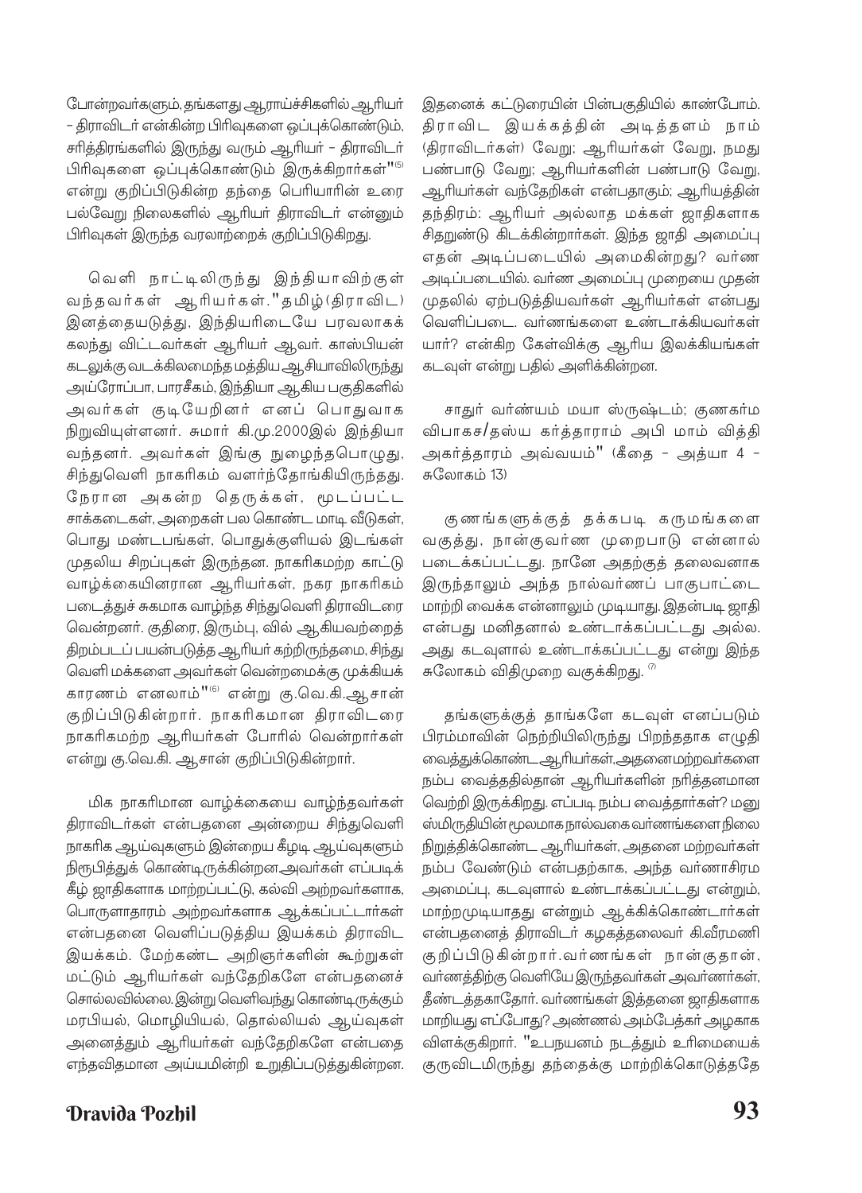போன்றவர்களும், தங்களது ஆராய்ச்சிகளில் ஆரியர் - திராவிடர் என்கின்ற பிரிவுகளை ஒப்புக்கொண்டும், சரித்திரங்களில் இருந்து வரும் ஆரியர் - திராவிடர் பிரிவுகளை ஒப்புக்கொண்டும் இருக்கிறார்கள்"[5] என்று குறிப்பிடுகின்ற தந்தை பெரியாரின் உரை பல்வேறு நிலைகளில் ஆரியர் திராவிடர் என்னும் பிரிவுகள் இருந்த வரலாற்றைக் குறிப்பிடுகிறது.

வெளி நாட்டிலிருந்து இந்தியாவிற்குள் வந்தவர்கள் ஆரியர்கள். "தமிழ்(திராவிட) இனத்தையடுத்து, இந்தியரிடையே பரவலாகக் கலந்து விட்டவர்கள் ஆரியர் ஆவர். காஸ்பியன் கடலுக்கு வடக்கிலமைந்த மத்திய ஆசியாவிலிருந்து அய்ரோப்பா, பாரசீகம், இந்தியா ஆகிய பகுதிகளில் அவர்கள் குடியேறினர் எனப் பொதுவாக நிறுவியுள்ளனர். சுமார் கி.மு.2000இல் இந்தியா வந்தனர். அவர்கள் இங்கு நுழைந்தபொழுது, சிந்துவெளி நாகரிகம் வளர்ந்தோங்கியிருந்தது. நேரான அகன்ற தெருக்கள், மூடப்பட்ட சாக்கடைகள், அறைகள் பல கொண்ட மாடி வீடுகள், பொது மண்டபங்கள், பொதுக்குளியல் இடங்கள் முதலிய சிறப்புகள் இருந்தன. நாகரிகமற்ற காட்டு வாழ்க்கையினரான ஆரியர்கள், நகர நாகரிகம் படைத்துச் சுகமாக வாழ்ந்த சிந்துவெளி திராவிடரை வென்றனர். குதிரை, இரும்பு, வில் ஆகியவற்றைத் திறம்படப் பயன்படுத்த ஆரியர் கற்றிருந்தமை, சிந்து வெளி மக்களை அவர்கள் வென்றமைக்கு முக்கியக் காரணம் எனலாம்"[6] என்று கு.வெ.கி.ஆசான் குறிப்பிடுகின்றார். நாகரிகமான திராவிடரை நாகரிகமற்ற ஆரியர்கள் போரில் வென்றார்கள் என்று கு.வெ.கி. ஆசான் குறிப்பிடுகின்றார்.

மிக நாகரிமான வாழ்க்கையை வாழ்ந்தவர்கள் திராவிடர்கள் என்பதனை அன்றைய சிந்துவெளி நாகரிக ஆய்வுகளும் இன்றைய கீழடி ஆய்வுகளும் நிரூபித்துக் கொண்டிருக்கின்றன.அவர்கள் எப்படிக் கீழ் ஜாதிகளாக மாற்றப்பட்டு, கல்வி அற்றவர்களாக, பொருளாதாரம் அற்றவர்களாக ஆக்கப்பட்டார்கள் என்பதனை வெளிப்படுத்திய இயக்கம் திராவிட இயக்கம். மேற்கண்ட அறிஞர்களின் கூற்றுகள் மட்டும் ஆரியர்கள் வந்தேறிகளே என்பதனைச் சொல்லவில்லை. இன்று வெளிவந்து கொண்டிருக்கும் மரபியல், மொழியியல், தொல்லியல் ஆய்வுகள் அனைத்தும் ஆரியர்கள் வந்தேறிகளே என்பதை எந்தவிதமான அய்யமின்றி உறுதிப்படுத்துகின்றன. இதனைக் கட்டுரையின் பின்பகுதியில் காண்போம். திராவிட இயக்கத்தின் அடித்தளம் நாம் (திராவிடர்கள்) வேறு; ஆரியர்கள் வேறு, நமது பண்பாடு வேறு; ஆரியர்களின் பண்பாடு வேறு, ஆரியர்கள் வந்தேறிகள் என்பதாகும்; ஆரியத்தின் தந்திரம்: ஆரியர் அல்லாத மக்கள் ஜாதிகளாக சிதறுண்டு கிடக்கின்றார்கள். இந்த ஜாதி அமைப்பு எதன் அடிப்படையில் அமைகின்றது? வர்ண அடிப்படையில். வர்ண அமைப்பு முறையை முதன் முதலில் ஏற்படுத்தியவர்கள் ஆரியர்கள் என்பது வெளிப்படை. வர்ணங்களை உண்டாக்கியவர்கள் யார்? என்கிற கேள்விக்கு ஆரிய இலக்கியங்கள் கடவுள் என்று பதில் அளிக்கின்றன.

சாதுர் வர்ண்யம் மயா ஸ்ருஷ்டம்; குணகர்ம விபாகச/தஸ்ய கர்த்தாராம் அபி மாம் வித்தி அகர்த்தாரம் அவ்வயம்" (கீதை - அத்யா 4 - சுலோகம் 13)

குணங்களுக்குத் தக்கபடி கருமங்களை வகுத்து, நான்குவர்ண முறைபாடு என்னால் படைக்கப்பட்டது. நானே அதற்குத் தலைவனாக இருந்தாலும் அந்த நால்வர்ணப் பாகுபாட்டை மாற்றி வைக்க என்னாலும் முடியாது. இதன்படி ஜாதி என்பது மனிதனால் உண்டாக்கப்பட்டது அல்ல. அது கடவுளால் உண்டாக்கப்பட்டது என்று இந்த சுலோகம் விதிமுறை வகுக்கிறது.[7]

தங்களுக்குத் தாங்களே கடவுள் எனப்படும் பிரம்மாவின் நெற்றியிலிருந்து பிறந்ததாக எழுதி வைத்துக்கொண்ட ஆரியர்கள், அதனைமற்றவர்களை நம்ப வைத்ததில்தான் ஆரியர்களின் நரித்தனமான வெற்றி இருக்கிறது. எப்படி நம்ப வைத்தார்கள்? மனு ஸ்மிருதியின் மூலமாக நால்வகை வர்ணங்களை நிலை நிறுத்திக்கொண்ட ஆரியர்கள், அதனை மற்றவர்கள் நம்ப வேண்டும் என்பதற்காக, அந்த வர்ணாசிரம அமைப்பு, கடவுளால் உண்டாக்கப்பட்டது என்றும், மாற்றமுடியாதது என்றும் ஆக்கிக்கொண்டார்கள் என்பதனைத் திராவிடர் கழகத்தலைவர் கி.வீரமணி குறிப்பிடுகின்றார். வர்ணங்கள் நான்குதான், வர்ணத்திற்கு வெளியே இருந்தவர்கள் அவர்ணார்கள், தீண்டத்தகாதோர். வர்ணங்கள் இத்தனை ஜாதிகளாக மாறியது எப்போது? அண்ணல் அம்பேத்கர் அழகாக விளக்குகிறார். "உபநயனம் நடத்தும் உரிமையைக் குருவிடமிருந்து தந்தைக்கு மாற்றிக்கொடுத்ததே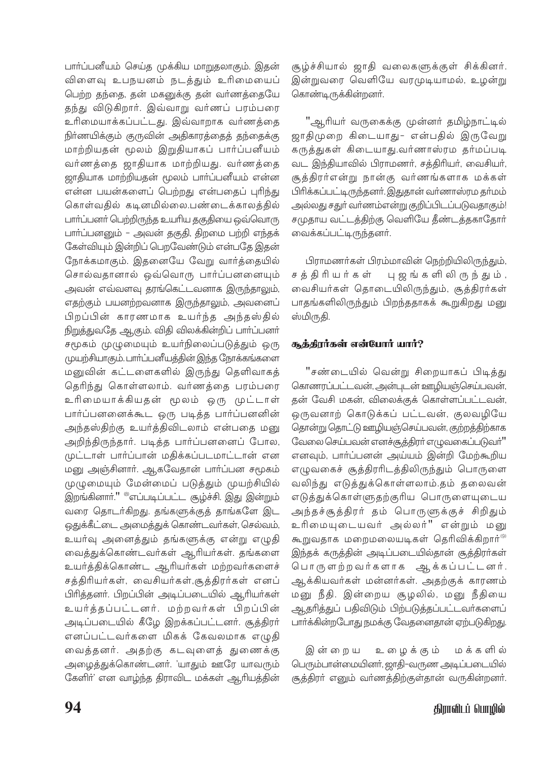பார்ப்பனீயம் செய்த முக்கிய மாறுதலாகும். இதன் விளைவு உபநயனம் நடத்தும் உரிமையைப் பெற்ற தந்தை, தன் மகனுக்கு தன் வர்ணத்தையே தந்து விடுகிறார். இவ்வாறு வர்ணப் பரம்பரை உரிமையாக்கப்பட்டது. இவ்வாறாக வர்ணத்தை நிர்ணயிக்கும் குருவின் அதிகாரத்தைத் தந்தைக்கு மாற்றியதன் மூலம் இறுதியாகப் பார்ப்பனீயம் வர்ணத்தை ஜாதியாக மாற்றியது. வர்ணத்தை ஜாதியாக மாற்றியதன் மூலம் பார்ப்பனீயம் என்ன என்ன பயன்களைப் பெற்றது என்பதைப் புரிந்து கொள்வதில் கடினமில்லை.பண்டைக்காலத்தில் பார்ப்பனர் பெற்றிருந்த உயரிய தகுதியை ஒவ்வொரு பார்ப்பனனும் - அவன் தகுதி, திறமை பற்றி எந்தக் கேள்வியும் இன்றிப் பெறவேண்டும் என்பதே இதன் நோக்கமாகும். இதனையே வேறு வார்த்தையில் சொல்வதானால் ஒவ்வொரு பார்ப்பனனையும் அவன் எவ்வளவு தரங்கெட்டவனாக இருந்தாலும், எதற்கும் பயனற்றவனாக இருந்தாலும், அவனைப் பிறப்பின் காரணமாக உயர்ந்த அந்தஸ்தில் நிறுத்துவதே ஆகும். விதி விலக்கின்றிப் பார்ப்பனர் சமூகம் முழுமையும் உயர்நிலைப்படுத்தும் ஒரு முயற்சியாகும். பார்ப்பனீயத்தின் இந்த நோக்கங்களை மனுவின் கட்டளைகளில் இருந்து தெளிவாகத் தெரிந்து கொள்ளலாம். வர்ணத்தை பரம்பரை உரிமையாக்கியதன் மூலம் ஒரு முட்டாள் பார்ப்பனனைக்கூட ஒரு படித்த பார்ப்பனனின் அந்தஸ்திற்கு உயர்த்திவிடலாம் என்பதை மனு அறிந்திருந்தார். படித்த பார்ப்பனனைப் போல, முட்டாள் பார்ப்பான் மதிக்கப்படமாட்டான் என மனு அஞ்சினார். ஆகவேதான் பார்ப்பன சமூகம் முழுமையும் மேன்மைப் படுத்தும் முயற்சியில் இறங்கினார்." [8] எப்படிப்பட்ட சூழ்ச்சி. இது இன்றும் வரை தொடர்கிறது. தங்களுக்குத் தாங்களே இட ஒதுக்கீட்டை அமைத்துக் கொண்டவர்கள், செல்வம், உயர்வு அனைத்தும் தங்களுக்கு என்று எழுதி வைத்துக்கொண்டவர்கள் ஆரியர்கள். தங்களை உயர்த்திக்கொண்ட ஆரியர்கள் மற்றவர்களைச் சத்திரியர்கள், வைசியர்கள்,சூத்திரர்கள் எனப் பிரித்தனர். பிறப்பின் அடிப்படையில் ஆரியர்கள் உயர்த்தப்பட்டனர். மற்றவர்கள் பிறப்பின் அடிப்படையில் கீழே இறக்கப்பட்டனர். சூத்திரர் எனப்பட்டவர்களை மிகக் கேவலமாக எழுதி வைத்தனர். அதற்கு கடவுளைத் துணைக்கு அழைத்துக்கொண்டனர். 'யாதும் ஊரே யாவரும் கேளிர்' என வாழ்ந்த திராவிட மக்கள் ஆரியத்தின் சூழ்ச்சியால் ஜாதி வலைகளுக்குள் சிக்கினர். இன்றுவரை வெளியே வரமுடியாமல், உழன்று கொண்டிருக்கின்றனர்.

"ஆரியர் வருகைக்கு முன்னர் தமிழ்நாட்டில் ஜாதிமுறை கிடையாது- என்பதில் இருவேறு கருத்துகள் கிடையாது.வர்ணாஸ்ரம தர்மப்படி வட இந்தியாவில் பிராமணர், சத்திரியர், வைசியர், சூத்திரர்என்று நான்கு வர்ணங்களாக மக்கள் பிரிக்கப்பட்டிருந்தனர். இதுதான் வர்ணாஸ்ரம தர்மம் அல்லது சதுர் வர்ணம்என்று குறிப்பிடப்படுவதாகும்! சமுதாய வட்டத்திற்கு வெளியே தீண்டத்தகாதோர் வைக்கப்பட்டிருந்தனர்.

பிராமணர்கள் பிரம்மாவின் நெற்றியிலிருந்தும், சத்திரியர்கள் புஜங்களிலிருந்தும், வைசியர்கள் தொடையிலிருந்தும், சூத்திரர்கள் பாதங்களிலிருந்தும் பிறந்ததாகக் கூறுகிறது மனு ஸ்மிருதி.

### சூத்திரர்கள் என்போர் யார்?

"சண்டையில் வென்று சிறையாகப் பிடித்து கொணரப்பட்டவன், அன்புடன் ஊழியஞ்செய்பவன், தன் வேசி மகன், விலைக்குக் கொள்ளப்பட்டவன், ஒருவனாற் கொடுக்கப் பட்டவன், குலவழியே தொன்று தொட்டு ஊழியஞ்செய்பவன், குற்றத்திற்காக வேலை செய்பவன் எனச்சூத்திரர் எழுவகைப்படுவர்" எனவும், பார்ப்பனன் அய்யம் இன்றி மேற்கூறிய எழுவகைச் சூத்திரரிடத்திலிருந்தும் பொருளை வலிந்து எடுத்துக்கொள்ளலாம்.தம் தலைவன் எடுத்துக்கொள்ளுதற்குரிய பொருளையுடைய அந்தச்சூத்திரர் தம் பொருளுக்குச் சிறிதும் உரிமையுடையவர் அல்லர்" என்றும் மனு கூறுவதாக மறைமலையடிகள் தெரிவிக்கிறார்[9] இந்தக் கருத்தின் அடிப்படையில்தான் சூத்திரர்கள் பொருளற்றவர்களாக ஆக்கப்பட்டனர். ஆக்கியவர்கள் மன்னர்கள். அதற்குக் காரணம் மனு நீதி. இன்றைய சூழலில், மனு நீதியை ஆதரித்துப் பதிவிடும் பிற்படுத்தப்பட்டவர்களைப் பார்க்கின்றபோது நமக்கு வேதனைதான் ஏற்படுகிறது.

இன்றைய உழைக்கும் மக்களில் பெரும்பான்மையினர், ஜாதி-வருண அடிப்படையில் சூத்திரர் எனும் வர்ணத்திற்குள்தான் வருகின்றனர்.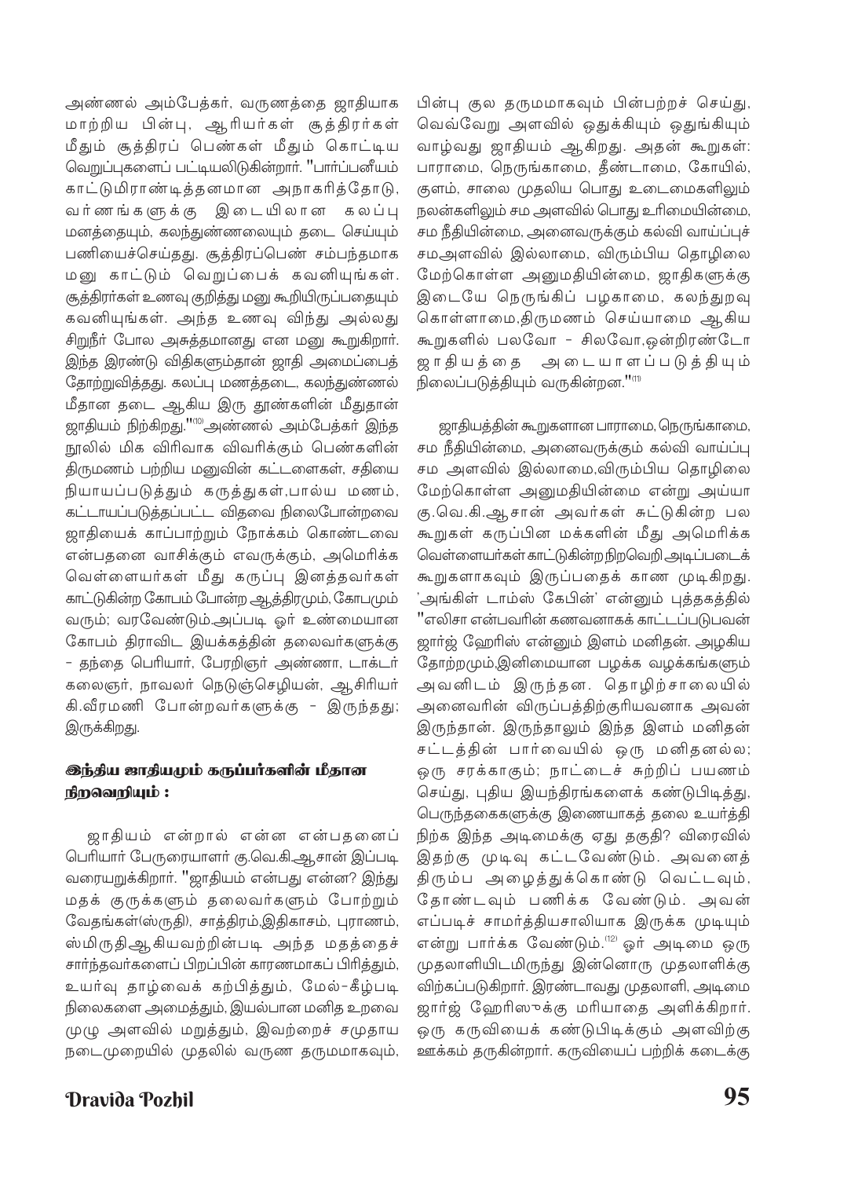அண்ணல் அம்பேத்கர், வருணத்தை ஜாதியாக மாற்றிய பின்பு, ஆரியர்கள் சூத்திரர்கள் மீதும் சூத்திரப் பெண்கள் மீதும் கொட்டிய வெறுப்புகளைப் பட்டியலிடுகின்றார். "பார்ப்பனீயம் காட்டுமிராண்டித்தனமான அநாகரிகத்தோடு, வர்ணங்களுக்கு இடையிலான கலப்பு மனத்தையும், கலந்துண்ணலையும் தடை செய்யும் பணியைச்செய்தது. சூத்திரப்பெண் சம்பந்தமாக மனு காட்டும் வெறுப்பைக் கவனியுங்கள். சூத்திரர்கள் உணவு குறித்து மனு கூறியிருப்பதையும் கவனியுங்கள். அந்த உணவு விந்து அல்லது சிறுநீர் போல அசுத்தமானது என மனு கூறுகிறார். இந்த இரண்டு விதிகளும்தான் ஜாதி அமைப்பைத் தோற்றுவித்தது. கலப்பு மணத்தடை, கலந்துண்ணல் மீதான தடை ஆகிய இரு தூண்களின் மீதுதான் ஜாதியம் நிற்கிறது."[10] அண்ணல் அம்பேத்கர் இந்த நூலில் மிக விரிவாக விவரிக்கும் பெண்களின் திருமணம் பற்றிய மனுவின் கட்டளைகள், சதியை நியாயப்படுத்தும் கருத்துகள்,பால்ய மணம், கட்டாயப்படுத்தப்பட்ட விதவை நிலைபோன்றவை ஜாதியைக் காப்பாற்றும் நோக்கம் கொண்டவை என்பதனை வாசிக்கும் எவருக்கும், அமெரிக்க வெள்ளையர்கள் மீது கருப்பு இனத்தவர்கள் காட்டுகின்ற கோபம் போன்ற ஆத்திரமும், கோபமும் வரும்; வரவேண்டும்.அப்படி ஓர் உண்மையான கோபம் திராவிட இயக்கத்தின் தலைவர்களுக்கு - தந்தை பெரியார், பேரறிஞர் அண்ணா, டாக்டர் கலைஞர், நாவலர் நெடுஞ்செழியன், ஆசிரியர் கி.வீரமணி போன்றவர்களுக்கு - இருந்தது; இருக்கிறது.

### இந்திய ஜாதியமும் கருப்பர்களின் மீதான நிறவெறியும் :

ஜாதியம் என்றால் என்ன என்பதனைப் பெரியார் பேருரையாளர் கு.வெ.கி.ஆசான் இப்படி வரையறுக்கிறார். "ஜாதியம் என்பது என்ன? இந்து மதக் குருக்களும் தலைவர்களும் போற்றும் வேதங்கள்(ஸ்ருதி), சாத்திரம்,இதிகாசம், புராணம், ஸ்மிருதி ஆகியவற்றின்படி அந்த மதத்தைச் சார்ந்தவர்களைப் பிறப்பின் காரணமாகப் பிரித்தும், உயர்வு தாழ்வைக் கற்பித்தும், மேல்-கீழ்படி நிலைகளை அமைத்தும், இயல்பான மனித உறவை முழு அளவில் மறுத்தும், இவற்றைச் சமுதாய நடைமுறையில் முதலில் வருண தருமமாகவும், பின்பு குல தருமமாகவும் பின்பற்றச் செய்து, வெவ்வேறு அளவில் ஒதுக்கியும் ஒதுங்கியும் வாழ்வது ஜாதியம் ஆகிறது. அதன் கூறுகள்: பாராமை, நெருங்காமை, தீண்டாமை, கோயில், குளம், சாலை முதலிய பொது உடைமைகளிலும் நலன்களிலும் சம அளவில் பொது உரிமையின்மை, சம நீதியின்மை, அனைவருக்கும் கல்வி வாய்ப்புச் சமஅளவில் இல்லாமை, விரும்பிய தொழிலை மேற்கொள்ள அனுமதியின்மை, ஜாதிகளுக்கு இடையே நெருங்கிப் பழகாமை, கலந்துறவு கொள்ளாமை,திருமணம் செய்யாமை ஆகிய கூறுகளில் பலவோ - சிலவோ,ஒன்றிரண்டோ ஜாதியத்தை அடையாளப்படுத்தியும் நிலைப்படுத்தியும் வருகின்றன."[11]

ஜாதியத்தின் கூறுகளான பாராமை,நெருங்காமை, சம நீதியின்மை, அனைவருக்கும் கல்வி வாய்ப்பு சம அளவில் இல்லாமை,விரும்பிய தொழிலை மேற்கொள்ள அனுமதியின்மை என்று அய்யா கு.வெ.கி.ஆசான் அவர்கள் சுட்டுகின்ற பல கூறுகள் கருப்பின மக்களின் மீது அமெரிக்க வெள்ளையர்கள் காட்டுகின்ற நிறவெறி அடிப்படைக் கூறுகளாகவும் இருப்பதைக் காண முடிகிறது. 'அங்கிள் டாம்ஸ் கேபின்' என்னும் புத்தகத்தில் "எலிசா என்பவரின் கணவனாகக் காட்டப்படுபவன் ஜார்ஜ் ஹேரிஸ் என்னும் இளம் மனிதன். அழகிய தோற்றமும்,இனிமையான பழக்க வழக்கங்களும் அவனிடம் இருந்தன. தொழிற்சாலையில் அனைவரின் விருப்பத்திற்குரியவனாக அவன் இருந்தான். இருந்தாலும் இந்த இளம் மனிதன் சட்டத்தின் பார்வையில் ஒரு மனிதனல்ல; ஒரு சரக்காகும்; நாட்டைச் சுற்றிப் பயணம் செய்து, புதிய இயந்திரங்களைக் கண்டுபிடித்து, பெருந்தகைகளுக்கு இணையாகத் தலை உயர்த்தி நிற்க இந்த அடிமைக்கு ஏது தகுதி? விரைவில் இதற்கு முடிவு கட்டவேண்டும். அவனைத் திரும்ப அழைத்துக்கொண்டு வெட்டவும், தோண்டவும் பணிக்க வேண்டும். அவன் எப்படிச் சாமர்த்தியசாலியாக இருக்க முடியும் என்று பார்க்க வேண்டும்.[12] ஓர் அடிமை ஒரு முதலாளியிடமிருந்து இன்னொரு முதலாளிக்கு விற்கப்படுகிறார். இரண்டாவது முதலாளி, அடிமை ஜார்ஜ் ஹேரிஸுக்கு மரியாதை அளிக்கிறார். ஒரு கருவியைக் கண்டுபிடிக்கும் அளவிற்கு ஊக்கம் தருகின்றார். கருவியைப் பற்றிக் கடைக்கு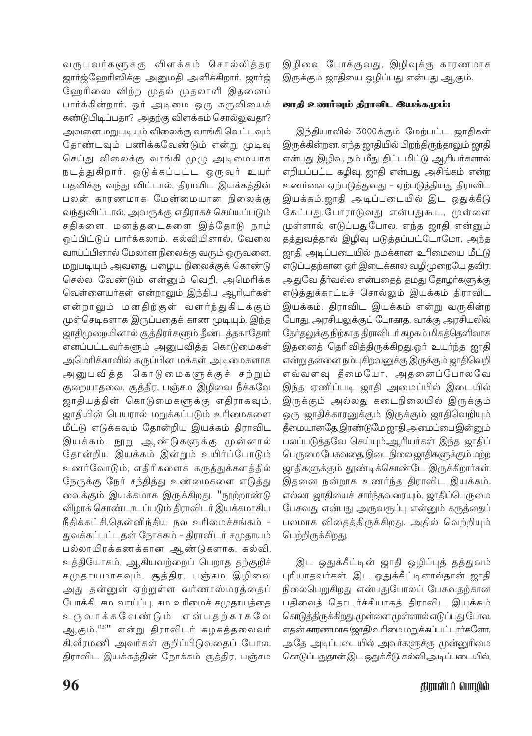வருபவர்களுக்கு விளக்கம் சொல்லித்தர ஜார்ஜ்ஹேரிஸிக்கு அனுமதி அளிக்கிறார். ஜார்ஜ் ஹேரிஸை விற்ற முதல் முதலாளி இதனைப் பார்க்கின்றார். ஓர் அடிமை ஒரு கருவியைக் கண்டுபிடிப்பதா? அதற்கு விளக்கம் சொல்லுவதா? அவனை மறுபடியும் விலைக்கு வாங்கி வெட்டவும் தோண்டவும் பணிக்கவேண்டும் என்று முடிவு செய்து விலைக்கு வாங்கி முழு அடிமையாக நடத்துகிறார். ஒடுக்கப்பட்ட ஒருவர் உயர் பதவிக்கு வந்து விட்டால், திராவிட இயக்கத்தின் பலன் காரணமாக மேன்மையான நிலைக்கு வந்துவிட்டால், அவருக்கு எதிராகச் செய்யப்படும் சதிகளை, மனத்தடைகளை இத்தோடு நாம் ஒப்பிட்டுப் பார்க்கலாம். கல்வியினால், வேலை வாய்ப்பினால் மேலான நிலைக்கு வரும் ஒருவனை, மறுபடியும் அவனது பழைய நிலைக்குக் கொண்டு செல்ல வேண்டும் என்னும் வெறி, அமெரிக்க வெள்ளையர்கள் என்றாலும் இந்திய ஆரியர்கள் என்றாலும் மனதிற்குள் வளர்ந்துகிடக்கும் முள்செடிகளாக இருப்பதைக் காண முடியும். இந்த ஜாதிமுறையினால் சூத்திரர்களும் தீண்டத்தகாதோர் எனப்பட்டவர்களும் அனுபவித்த கொடுமைகள் அமெரிக்காவில் கருப்பின மக்கள் அடிமைகளாக அனுபவித்த கொடுமைகளுக்குச் சற்றும் குறையாதவை. சூத்திர, பஞ்சம இழிவை நீக்கவே ஜாதியத்தின் கொடுமைகளுக்கு எதிராகவும், ஜாதியின் பெயரால் மறுக்கப்படும் உரிமைகளை மீட்டு எடுக்கவும் தோன்றிய இயக்கம் திராவிட இயக்கம். நூறு ஆண்டுகளுக்கு முன்னால் தோன்றிய இயக்கம் இன்றும் உயிர்ப்போடும் உணர்வோடும், எதிரிகளைக் கருத்துக்களத்தில் நேருக்கு நேர் சந்தித்து உண்மைகளை எடுத்து வைக்கும் இயக்கமாக இருக்கிறது. "நூற்றாண்டு விழாக் கொண்டாடப்படும் திராவிடர் இயக்கமாகிய நீதிக்கட்சி,தென்னிந்திய நல உரிமைச்சங்கம் – துவக்கப்பட்டதன் நோக்கம் – திராவிடர் சமுதாயம் பல்லாயிரக்கணக்கான ஆண்டுகளாக, கல்வி, உத்தியோகம், ஆகியவற்றைப் பெறாத தற்குறிச் சமுதாயமாகவும், சூத்திர, பஞ்சம இழிவை அது தன்னுள் ஏற்றுள்ள வர்ணாஸ்மரத்தைப் போக்கி, சம வாய்ப்பு, சம உரிமைச் சமுதாயத்தை உருவாக்கவேண்டும் என்பதற்காகவே ஆகும்.[13]" என்று திராவிடர் கழகத்தலைவர் கி.வீரமணி அவர்கள் குறிப்பிடுவதைப் போல, திராவிட இயக்கத்தின் நோக்கம் சூத்திர, பஞ்சம இழிவை போக்குவது, இழிவுக்கு காரணமாக இருக்கும் ஜாதியை ஒழிப்பது என்பது ஆகும்.

**ஜாதி உணர்வும் திராவிட இயக்கமும்:**

இந்தியாவில் 3000க்கும் மேற்பட்ட ஜாதிகள் இருக்கின்றன. எந்த ஜாதியில் பிறந்திருந்தாலும் ஜாதி என்பது இழிவு, நம் மீது திட்டமிட்டு ஆரியர்களால் எறியப்பட்ட கழிவு, ஜாதி என்பது அசிங்கம் என்ற உணர்வை ஏற்படுத்துவது – ஏற்படுத்தியது திராவிட இயக்கம்.ஜாதி அடிப்படையில் இட ஒதுக்கீடு கேட்பது,போராடுவது என்பதுகூட, முள்ளை முள்ளால் எடுப்பதுபோல, எந்த ஜாதி என்னும் தத்துவத்தால் இழிவு படுத்தப்பட்டோமோ, அந்த ஜாதி அடிப்படையில் நமக்கான உரிமையை மீட்டு எடுப்பதற்கான ஓர் இடைக்கால வழிமுறையே தவிர, அதுவே தீர்வல்ல என்பதைத் தமது தோழர்களுக்கு எடுத்துக்காட்டிச் சொல்லும் இயக்கம் திராவிட இயக்கம். திராவிட இயக்கம் என்று வருகின்ற போது, அரசியலுக்குப் போகாத, வாக்கு அரசியலில் தேர்தலுக்கு நிற்காத திராவிடர் கழகம் மிகத்தெளிவாக இதனைத் தெரிவித்திருக்கிறது.ஓர் உயர்ந்த ஜாதி என்று தன்னை நம்புகிறவனுக்கு இருக்கும் ஜாதிவெறி எவ்வளவு தீமையோ, அதனைப்போலவே இந்த ஏணிப்படி ஜாதி அமைப்பில் இடையில் இருக்கும் அல்லது கடைநிலையில் இருக்கும் ஒரு ஜாதிக்காரனுக்கும் இருக்கும் ஜாதிவெறியும் தீமையானதே.இரண்டுமே ஜாதி அமைப்பை இன்னும் பலப்படுத்தவே செய்யும்.ஆரியர்கள் இந்த ஜாதிப் பெருமை பேசுவதை,இடைநிலை ஜாதிகளுக்கும் மற்ற ஜாதிகளுக்கும் தூண்டிக்கொண்டே இருக்கிறார்கள். இதனை நன்றாக உணர்ந்த திராவிட இயக்கம், எல்லா ஜாதியைச் சார்ந்தவரையும், ஜாதிப்பெருமை பேசுவது என்பது அருவருப்பு என்னும் கருத்தைப் பலமாக விதைத்திருக்கிறது. அதில் வெற்றியும் பெற்றிருக்கிறது.

இட ஒதுக்கீட்டின் ஜாதி ஒழிப்புத் தத்துவம் புரியாதவர்கள், இட ஒதுக்கீட்டினால்தான் ஜாதி நிலைபெறுகிறது என்பதுபோலப் பேசுவதற்கான பதிலைத் தொடர்ச்சியாகத் திராவிட இயக்கம் கொடுத்திருக்கிறது. முள்ளை முள்ளால் எடுப்பது போல, எதன் காரணமாக ஜாதி உரிமை மறுக்கப்பட்டார்களோ, அதே அடிப்படையில் அவர்களுக்கு முன்னுரிமை கொடுப்பதுதான் இட ஒதுக்கீடு. கல்வி அடிப்படையில்,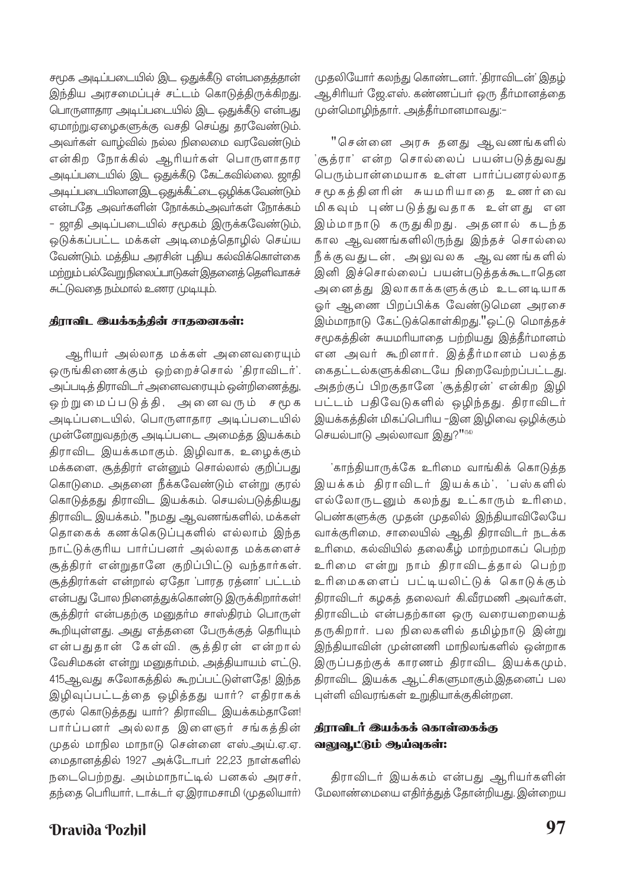சமூக அடிப்படையில் இட ஒதுக்கீடு என்பதைத்தான் இந்திய அரசமைப்புச் சட்டம் கொடுத்திருக்கிறது. பொருளாதார அடிப்படையில் இட ஒதுக்கீடு என்பது ஏமாற்று.ஏழைகளுக்கு வசதி செய்து தரவேண்டும். அவர்கள் வாழ்வில் நல்ல நிலைமை வரவேண்டும் என்கிற நோக்கில் ஆரியர்கள் பொருளாதார அடிப்படையில் இட ஒதுக்கீடு கேட்கவில்லை. ஜாதி அடிப்படையிலானஇட ஒதுக்கீட்டைஒழிக்கவேண்டும் என்பதே அவர்களின் நோக்கம்அவர்கள் நோக்கம் - ஜாதி அடிப்படையில் சமூகம் இருக்கவேண்டும், ஒடுக்கப்பட்ட மக்கள் அடிமைத்தொழில் செய்ய வேண்டும். மத்திய அரசின் புதிய கல்விக்கொள்கை மற்றும்பல்வேறுநிலைப்பாடுகள்இதனைத்தெளிவாகச் சுட்டுவதை நம்மால் உணர முடியும்.

### திராவிட இயக்கத்தின் சாதனைகள்:

ஆரியர் அல்லாத மக்கள் அனைவரையும் ஒருங்கிணைக்கும் ஒற்றைச்சொல் 'திராவிடர்'. அப்படித்திராவிடர்அனைவரையும்ஒன்றிணைத்து, ஒற்றுமைப்படுத்தி, அனைவரும் சமூக அடிப்படையில், பொருளாதார அடிப்படையில் முன்னேறுவதற்கு அடிப்படை அமைத்த இயக்கம் திராவிட இயக்கமாகும். இழிவாக, உழைக்கும் மக்களை, சூத்திரர் என்னும் சொல்லால் குறிப்பது கொடுமை. அதனை நீக்கவேண்டும் என்று குரல் கொடுத்தது திராவிட இயக்கம். செயல்படுத்தியது திராவிட இயக்கம். "நமது ஆவணங்களில், மக்கள் தொகைக் கணக்கெடுப்புகளில் எல்லாம் இந்த நாட்டுக்குரிய பார்ப்பனர் அல்லாத மக்களைச் சூத்திரர் என்றுதானே குறிப்பிட்டு வந்தார்கள். சூத்திரர்கள் என்றால் ஏதோ 'பாரத ரத்னா' பட்டம் என்பது போல நினைத்துக்கொண்டு இருக்கிறார்கள்! சூத்திரர் என்பதற்கு மனுதர்ம சாஸ்திரம் பொருள் கூறியுள்ளது. அது எத்தனை பேருக்குத் தெரியும் என்பதுதான் கேள்வி. சூத்திரன் என்றால் வேசிமகன் என்று மனுதர்மம், அத்தியாயம் எட்டு, 415ஆவது சுலோகத்தில் கூறப்பட்டுள்ளதே! இந்த இழிவுப்பட்டத்தை ஒழித்தது யார்? எதிராகக் குரல் கொடுத்தது யார்? திராவிட இயக்கம்தானே! பார்ப்பனர் அல்லாத இளைஞர் சங்கத்தின் முதல் மாநில மாநாடு சென்னை எஸ்.அய்.ஏ.ஏ. மைதானத்தில் 1927 அக்டோபர் 22,23 நாள்களில் நடைபெற்றது. அம்மாநாட்டில் பனகல் அரசர், தந்தை பெரியார், டாக்டர் ஏ.இராமசாமி (முதலியார்) முதலியோர் கலந்து கொண்டனர். 'திராவிடன்' இதழ் ஆசிரியர் ஜே.எஸ். கண்ணப்பர் ஒரு தீர்மானத்தை முன்மொழிந்தார். அத்தீர்மானமாவது:-

"சென்னை அரசு தனது ஆவணங்களில் 'சூத்ரா' என்ற சொல்லைப் பயன்படுத்துவது பெரும்பான்மையாக உள்ள பார்ப்பனரல்லாத சமூகத்தினரின் சுயமரியாதை உணர்வை மிகவும் புண்படுத்துவதாக உள்ளது என இம்மாநாடு கருதுகிறது. அதனால் கடந்த கால ஆவணங்களிலிருந்து இந்தச் சொல்லை நீக்குவதுடன், அலுவலக ஆவணங்களில் இனி இச்சொல்லைப் பயன்படுத்தக்கூடாதென அனைத்து இலாகாக்களுக்கும் உடனடியாக ஓர் ஆணை பிறப்பிக்க வேண்டுமென அரசை இம்மாநாடு கேட்டுக்கொள்கிறது."ஒட்டு மொத்தச் சமூகத்தின் சுயமரியாதை பற்றியது இத்தீர்மானம் என அவர் கூறினார். இத்தீர்மானம் பலத்த கைதட்டல்களுக்கிடையே நிறைவேற்றப்பட்டது. அதற்குப் பிறகுதானே 'சூத்திரன்' என்கிற இழி பட்டம் பதிவேடுகளில் ஒழிந்தது. திராவிடர் இயக்கத்தின் மிகப்பெரிய -இன இழிவை ஒழிக்கும் செயல்பாடு அல்லாவா இது?"[14]

'காந்தியாருக்கே உரிமை வாங்கிக் கொடுத்த இயக்கம் திராவிடர் இயக்கம்', 'பஸ்களில் எல்லோருடனும் கலந்து உட்காரும் உரிமை, பெண்களுக்கு முதன் முதலில் இந்தியாவிலேயே வாக்குரிமை, சாலையில் ஆதி திராவிடர் நடக்க உரிமை, கல்வியில் தலைகீழ் மாற்றமாகப் பெற்ற உரிமை என்று நாம் திராவிடத்தால் பெற்ற உரிமைகளைப் பட்டியலிட்டுக் கொடுக்கும் திராவிடர் கழகத் தலைவர் கி.வீரமணி அவர்கள், திராவிடம் என்பதற்கான ஒரு வரையறையைத் தருகிறார். பல நிலைகளில் தமிழ்நாடு இன்று இந்தியாவின் முன்னணி மாநிலங்களில் ஒன்றாக இருப்பதற்குக் காரணம் திராவிட இயக்கமும், திராவிட இயக்க ஆட்சிகளுமாகும்.இதனைப் பல புள்ளி விவரங்கள் உறுதியாக்குகின்றன.

### திராவிடர் இயக்கக் கொள்கைக்கு வலுவூட்டும் ஆய்வுகள்:

திராவிடர் இயக்கம் என்பது ஆரியர்களின் மேலாண்மையை எதிர்த்துத் தோன்றியது. இன்றைய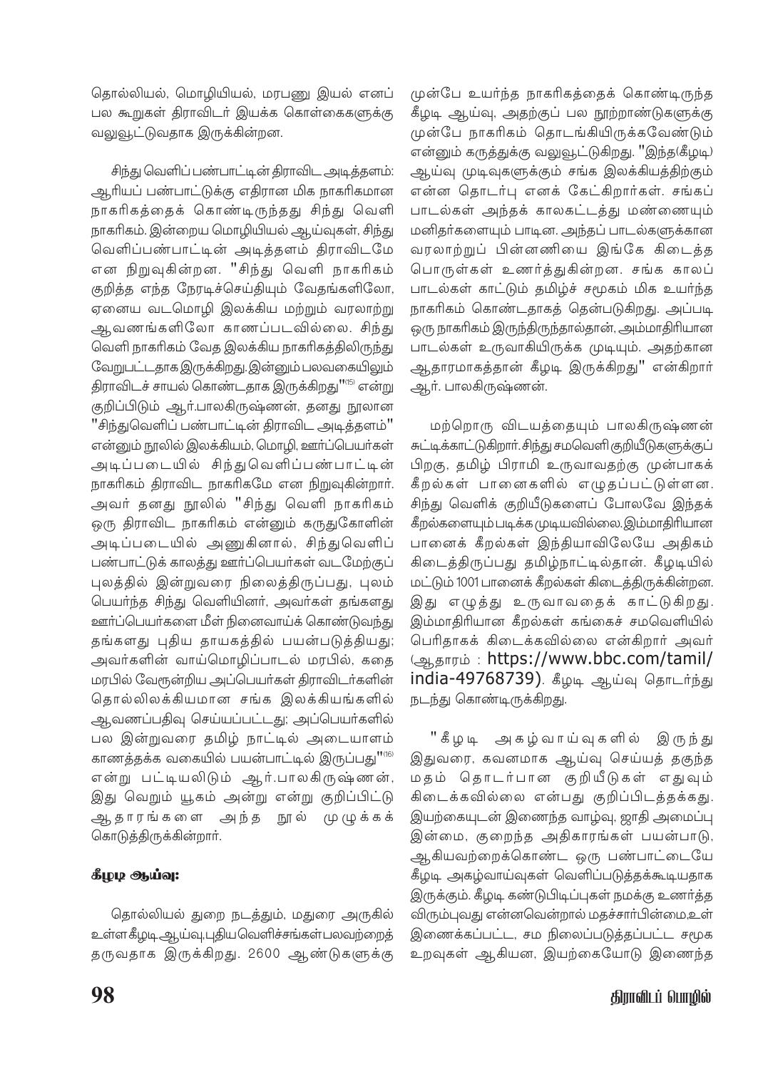தொல்லியல், மொழியியல், மரபணு இயல் எனப் பல கூறுகள் திராவிடர் இயக்க கொள்கைகளுக்கு வலுவூட்டுவதாக இருக்கின்றன.

சிந்து வெளிப் பண்பாட்டின் திராவிட அடித்தளம்: ஆரியப் பண்பாட்டுக்கு எதிரான மிக நாகரிகமான நாகரிகத்தைக் கொண்டிருந்தது சிந்து வெளி நாகரிகம். இன்றைய மொழியியல் ஆய்வுகள், சிந்து வெளிப்பண்பாட்டின் அடித்தளம் திராவிடமே என நிறுவுகின்றன. "சிந்து வெளி நாகரிகம் குறித்த எந்த நேரடிச்செய்தியும் வேதங்களிலோ, ஏனைய வடமொழி இலக்கிய மற்றும் வரலாற்று ஆவணங்களிலோ காணப்படவில்லை. சிந்து வெளி நாகரிகம் வேத இலக்கிய நாகரிகத்திலிருந்து வேறுபட்டதாக இருக்கிறது. இன்னும் பலவகையிலும் திராவிடச் சாயல் கொண்டதாக இருக்கிறது"[15] என்று குறிப்பிடும் ஆர்.பாலகிருஷ்ணன், தனது நூலான "சிந்துவெளிப் பண்பாட்டின் திராவிட அடித்தளம்" என்னும் நூலில் இலக்கியம், மொழி, ஊர்ப்பெயர்கள் அடிப்படையில் சிந்துவெளிப்பண்பாட்டின் நாகரிகம் திராவிட நாகரிகமே என நிறுவுகின்றார். அவர் தனது நூலில் "சிந்து வெளி நாகரிகம் ஒரு திராவிட நாகரிகம் என்னும் கருதுகோளின் அடிப்படையில் அணுகினால், சிந்துவெளிப் பண்பாட்டுக் காலத்து ஊர்ப்பெயர்கள் வடமேற்குப் புலத்தில் இன்றுவரை நிலைத்திருப்பது, புலம் பெயர்ந்த சிந்து வெளியினர், அவர்கள் தங்களது ஊர்ப்பெயர்களை மீள் நினைவாய்க் கொண்டுவந்து தங்களது புதிய தாயகத்தில் பயன்படுத்தியது; அவர்களின் வாய்மொழிப்பாடல் மரபில், கதை மரபில் வேரூன்றிய அப்பெயர்கள் திராவிடர்களின் தொல்லிலக்கியமான சங்க இலக்கியங்களில் ஆவணப்பதிவு செய்யப்பட்டது; அப்பெயர்களில் பல இன்றுவரை தமிழ் நாட்டில் அடையாளம் காணத்தக்க வகையில் பயன்பாட்டில் இருப்பது"[16] என்று பட்டியலிடும் ஆர்.பாலகிருஷ்ணன், இது வெறும் யூகம் அன்று என்று குறிப்பிட்டு ஆதாரங்களை அந்த நூல் முழுக்கக் கொடுத்திருக்கின்றார்.

**கீழடி ஆய்வு:**

தொல்லியல் துறை நடத்தும், மதுரை அருகில் உள்ள கீழடி ஆய்வு, புதிய வெளிச்சங்கள் பலவற்றைத் தருவதாக இருக்கிறது. 2600 ஆண்டுகளுக்கு முன்பே உயர்ந்த நாகரிகத்தைக் கொண்டிருந்த கீழடி ஆய்வு, அதற்குப் பல நூற்றாண்டுகளுக்கு முன்பே நாகரிகம் தொடங்கியிருக்கவேண்டும் என்னும் கருத்துக்கு வலுவூட்டுகிறது. "இந்த(கீழடி) ஆய்வு முடிவுகளுக்கும் சங்க இலக்கியத்திற்கும் என்ன தொடர்பு எனக் கேட்கிறார்கள். சங்கப் பாடல்கள் அந்தக் காலகட்டத்து மண்ணையும் மனிதர்களையும் பாடின. அந்தப் பாடல்களுக்கான வரலாற்றுப் பின்னணியை இங்கே கிடைத்த பொருள்கள் உணர்த்துகின்றன. சங்க காலப் பாடல்கள் காட்டும் தமிழ்ச் சமூகம் மிக உயர்ந்த நாகரிகம் கொண்டதாகத் தென்படுகிறது. அப்படி ஒரு நாகரிகம் இருந்திருந்தால்தான், அம்மாதிரியான பாடல்கள் உருவாகியிருக்க முடியும். அதற்கான ஆதாரமாகத்தான் கீழடி இருக்கிறது" என்கிறார் ஆர். பாலகிருஷ்ணன்.

மற்றொரு விடயத்தையும் பாலகிருஷ்ணன் சுட்டிக்காட்டுகிறார். சிந்து சமவெளி குறியீடுகளுக்குப் பிறகு, தமிழ் பிராமி உருவாவதற்கு முன்பாகக் கீறல்கள் பானைகளில் எழுதப்பட்டுள்ளன. சிந்து வெளிக் குறியீடுகளைப் போலவே இந்தக் கீறல்களையும் படிக்க முடியவில்லை. இம்மாதிரியான பானைக் கீறல்கள் இந்தியாவிலேயே அதிகம் கிடைத்திருப்பது தமிழ்நாட்டில்தான். கீழடியில் மட்டும் 1001 பானைக் கீறல்கள் கிடைத்திருக்கின்றன. இது எழுத்து உருவாவதைக் காட்டுகிறது. இம்மாதிரியான கீறல்கள் கங்கைச் சமவெளியில் பெரிதாகக் கிடைக்கவில்லை என்கிறார் அவர் (ஆதாரம் : https://www.bbc.com/tamil/india-49768739). கீழடி ஆய்வு தொடர்ந்து நடந்து கொண்டிருக்கிறது.

"கீழடி அகழ்வாய்வுகளில் இருந்து இதுவரை, கவனமாக ஆய்வு செய்யத் தகுந்த மதம் தொடர்பான குறியீடுகள் எதுவும் கிடைக்கவில்லை என்பது குறிப்பிடத்தக்கது. இயற்கையுடன் இணைந்த வாழ்வு, ஜாதி அமைப்பு இன்மை, குறைந்த அதிகாரங்கள் பயன்பாடு, ஆகியவற்றைக்கொண்ட ஒரு பண்பாட்டையே கீழடி அகழ்வாய்வுகள் வெளிப்படுத்தக்கூடியதாக இருக்கும். கீழடி கண்டுபிடிப்புகள் நமக்கு உணர்த்த விரும்புவது என்னவென்றால் மதச்சார்பின்மை, உள் இணைக்கப்பட்ட, சம நிலைப்படுத்தப்பட்ட சமூக உறவுகள் ஆகியன, இயற்கையோடு இணைந்த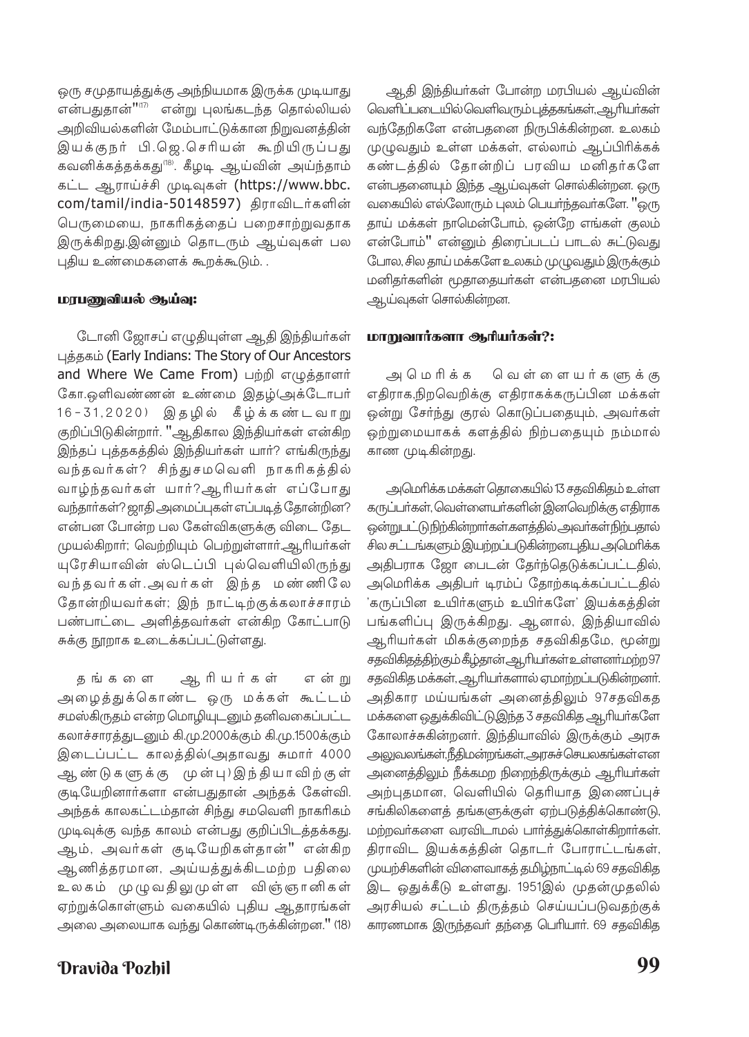ஒரு சமுதாயத்துக்கு அந்நியமாக இருக்க முடியாது என்பதுதான்"[17] என்று புலங்கடந்த தொல்லியல் அறிவியல்களின் மேம்பாட்டுக்கான நிறுவனத்தின் இயக்குநர் பி.ஜெ.செரியன் கூறியிருப்பது கவனிக்கத்தக்கது[18]. கீழடி ஆய்வின் அய்ந்தாம் கட்ட ஆராய்ச்சி முடிவுகள் (https://www.bbc.com/tamil/india-50148597) திராவிடர்களின் பெருமையை, நாகரிகத்தைப் பறைசாற்றுவதாக இருக்கிறது.இன்னும் தொடரும் ஆய்வுகள் பல புதிய உண்மைகளைக் கூறக்கூடும். .

### மரபணுவியல் ஆய்வு:

டோனி ஜோசப் எழுதியுள்ள ஆதி இந்தியர்கள் புத்தகம் (Early Indians: The Story of Our Ancestors and Where We Came From) பற்றி எழுத்தாளர் கோ.ஒளிவண்ணன் உண்மை இதழ்(அக்டோபர் 16-31,2020) இதழில் கீழ்க்கண்டவாறு குறிப்பிடுகின்றார். "ஆதிகால இந்தியர்கள் என்கிற இந்தப் புத்தகத்தில் இந்தியர்கள் யார்? எங்கிருந்து வந்தவர்கள்? சிந்துசமவெளி நாகரிகத்தில் வாழ்ந்தவர்கள் யார்?ஆரியர்கள் எப்போது வந்தார்கள்? ஜாதி அமைப்புகள் எப்படித் தோன்றின? என்பன போன்ற பல கேள்விகளுக்கு விடை தேட முயல்கிறார்; வெற்றியும் பெற்றுள்ளார்.ஆரியர்கள் யுரேசியாவின் ஸ்டெப்பி புல்வெளியிலிருந்து வந்தவர்கள்.அவர்கள் இந்த மண்ணிலே தோன்றியவர்கள்; இந் நாட்டிற்குக்கலாச்சாரம் பண்பாட்டை அளித்தவர்கள் என்கிற கோட்பாடு சுக்கு நூறாக உடைக்கப்பட்டுள்ளது.

தங்களை ஆரியர்கள் என்று அழைத்துக்கொண்ட ஒரு மக்கள் கூட்டம் சமஸ்கிருதம் என்ற மொழியுடனும் தனிவகைப்பட்ட கலாச்சாரத்துடனும் கி.மு.2000க்கும் கி.மு.1500க்கும் இடைப்பட்ட காலத்தில்(அதாவது சுமார் 4000 ஆண்டுகளுக்கு முன்பு)இந்தியாவிற்குள் குடியேறினார்களா என்பதுதான் அந்தக் கேள்வி. அந்தக் காலகட்டம்தான் சிந்து சமவெளி நாகரிகம் முடிவுக்கு வந்த காலம் என்பது குறிப்பிடத்தக்கது. ஆம், அவர்கள் குடியேறிகள்தான்" என்கிற ஆணித்தரமான, அய்யத்துக்கிடமற்ற பதிலை உலகம் முழுவதிலுமுள்ள விஞ்ஞானிகள் ஏற்றுக்கொள்ளும் வகையில் புதிய ஆதாரங்கள் அலை அலையாக வந்து கொண்டிருக்கின்றன." (18)

ஆதி இந்தியர்கள் போன்ற மரபியல் ஆய்வின் வெளிப்படையில் வெளிவரும் புத்தகங்கள், ஆரியர்கள் வந்தேறிகளே என்பதனை நிரூபிக்கின்றன. உலகம் முழுவதும் உள்ள மக்கள், எல்லாம் ஆப்பிரிக்கக் கண்டத்தில் தோன்றிப் பரவிய மனிதர்களே என்பதனையும் இந்த ஆய்வுகள் சொல்கின்றன. ஒரு வகையில் எல்லோரும் புலம் பெயர்ந்தவர்களே. "ஒரு தாய் மக்கள் நாமென்போம், ஒன்றே எங்கள் குலம் என்போம்" என்னும் திரைப்படப் பாடல் சுட்டுவது போல, சில தாய் மக்களே உலகம் முழுவதும் இருக்கும் மனிதர்களின் மூதாதையர்கள் என்பதனை மரபியல் ஆய்வுகள் சொல்கின்றன.

### மாறுவார்களா ஆரியர்கள்?:

அமெரிக்க வெள்ளையர்களுக்கு எதிராக,நிறவெறிக்கு எதிராகக்கருப்பின மக்கள் ஒன்று சேர்ந்து குரல் கொடுப்பதையும், அவர்கள் ஒற்றுமையாகக் களத்தில் நிற்பதையும் நம்மால் காண முடிகின்றது.

அமெரிக்க மக்கள் தொகையில் 13 சதவிகிதம் உள்ள கருப்பர்கள், வெள்ளையர்களின் இனவெறிக்கு எதிராக ஒன்றுபட்டு நிற்கின்றார்கள்.களத்தில் அவர்கள் நிற்பதால் சில சட்டங்களும் இயற்றப்படுகின்றன.புதிய அமெரிக்க அதிபராக ஜோ பைடன் தேர்ந்தெடுக்கப்பட்டதில், அமெரிக்க அதிபர் டிரம்ப் தோற்கடிக்கப்பட்டதில் 'கருப்பின உயிர்களும் உயிர்களே' இயக்கத்தின் பங்களிப்பு இருக்கிறது. ஆனால், இந்தியாவில் ஆரியர்கள் மிகக்குறைந்த சதவிகிதமே, மூன்று சதவிகிதத்திற்கும் கீழ்தான் ஆரியர்கள் உள்ளனர்.மற்ற 97 சதவிகித மக்கள், ஆரியர்களால் ஏமாற்றப்படுகின்றனர். அதிகார மய்யங்கள் அனைத்திலும் 97சதவிகித மக்களை ஒதுக்கிவிட்டு இந்த 3 சதவிகித ஆரியர்களே கோலாச்சுகின்றனர். இந்தியாவில் இருக்கும் அரசு அலுவலகங்கள், நீதிமன்றங்கள், அரசுச் செயலகங்கள் என அனைத்திலும் நீக்கமற நிறைந்திருக்கும் ஆரியர்கள் அற்புதமான, வெளியில் தெரியாத இணைப்புச் சங்கிலிகளைத் தங்களுக்குள் ஏற்படுத்திக்கொண்டு, மற்றவர்களை வரவிடாமல் பார்த்துக்கொள்கிறார்கள். திராவிட இயக்கத்தின் தொடர் போராட்டங்கள், முயற்சிகளின் விளைவாகத் தமிழ்நாட்டில் 69 சதவிகித இட ஒதுக்கீடு உள்ளது. 1951இல் முதன்முதலில் அரசியல் சட்டம் திருத்தம் செய்யப்படுவதற்குக் காரணமாக இருந்தவர் தந்தை பெரியார். 69 சதவிகித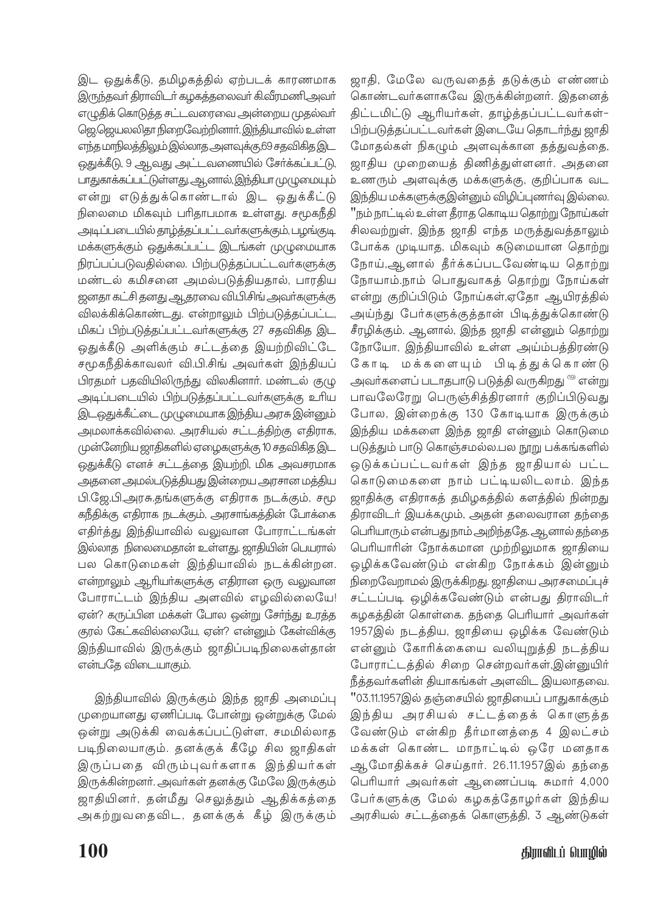இட ஒதுக்கீடு, தமிழகத்தில் ஏற்படக் காரணமாக இருந்தவர் திராவிடர் கழகத்தலைவர் கி.வீரமணி.அவர் எழுதிக் கொடுத்த சட்டவரைவை அன்றைய முதல்வர் ஜெ.ஜெயலலிதா நிறைவேற்றினார். இந்தியாவில் உள்ள எந்த மாநிலத்திலும் இல்லாத அளவுக்கு,69 சதவிகித இட ஒதுக்கீடு, 9 ஆவது அட்டவணையில் சேர்க்கப்பட்டு, பாதுகாக்கப்பட்டுள்ளது. ஆனால், இந்தியா முழுமையும் என்று எடுத்துக்கொண்டால் இட ஒதுக்கீட்டு நிலைமை மிகவும் பரிதாபமாக உள்ளது. சமூகநீதி அடிப்படையில் தாழ்த்தப்பட்டவர்களுக்கும், பழங்குடி மக்களுக்கும் ஒதுக்கப்பட்ட இடங்கள் முழுமையாக நிரப்பப்படுவதில்லை. பிற்படுத்தப்பட்டவர்களுக்கு மண்டல் கமிசனை அமல்படுத்தியதால், பாரதிய ஜனதா கட்சி தனது ஆதரவை வி.பி.சிங் அவர்களுக்கு விலக்கிக்கொண்டது. என்றாலும் பிற்படுத்தப்பட்ட, மிகப் பிற்படுத்தப்பட்டவர்களுக்கு 27 சதவிகித இட ஒதுக்கீடு அளிக்கும் சட்டத்தை இயற்றிவிட்டே சமூகநீதிக்காவலர் வி.பி.சிங் அவர்கள் இந்தியப் பிரதமர் பதவியிலிருந்து விலகினார். மண்டல் குழு அடிப்படையில் பிற்படுத்தப்பட்டவர்களுக்கு உரிய இடஒதுக்கீட்டை முழுமையாக இந்திய அரசு இன்னும் அமலாக்கவில்லை. அரசியல் சட்டத்திற்கு எதிராக, முன்னேறிய ஜாதிகளில் ஏழைகளுக்கு 10 சதவிகித இட ஒதுக்கீடு எனச் சட்டத்தை இயற்றி, மிக அவசரமாக அதனை அமல்படுத்தியது இன்றைய அரசான மத்திய பி.ஜே.பி.அரசு. தங்களுக்கு எதிராக நடக்கும், சமூ கநீதிக்கு எதிராக நடக்கும், அரசாங்கத்தின் போக்கை எதிர்த்து இந்தியாவில் வலுவான போராட்டங்கள் இல்லாத நிலைமைதான் உள்ளது. ஜாதியின் பெயரால் பல கொடுமைகள் இந்தியாவில் நடக்கின்றன. என்றாலும் ஆரியர்களுக்கு எதிரான ஒரு வலுவான போராட்டம் இந்திய அளவில் எழவில்லையே! ஏன்? கருப்பின மக்கள் போல ஒன்று சேர்ந்து உரத்த குரல் கேட்கவில்லையே, ஏன்? என்னும் கேள்விக்கு இந்தியாவில் இருக்கும் ஜாதிப்படிநிலைகள்தான் என்பதே விடையாகும்.

இந்தியாவில் இருக்கும் இந்த ஜாதி அமைப்பு முறையானது ஏணிப்படி போன்று ஒன்றுக்கு மேல் ஒன்று அடுக்கி வைக்கப்பட்டுள்ள, சமமில்லாத படிநிலையாகும். தனக்குக் கீழே சில ஜாதிகள் இருப்பதை விரும்புவர்களாக இந்தியர்கள் இருக்கின்றனர். அவர்கள் தனக்கு மேலே இருக்கும் ஜாதியினர், தன்மீது செலுத்தும் ஆதிக்கத்தை அகற்றுவதைவிட, தனக்குக் கீழ் இருக்கும் ஜாதி, மேலே வருவதைத் தடுக்கும் எண்ணம் கொண்டவர்களாகவே இருக்கின்றனர். இதனைத் திட்டமிட்டு ஆரியர்கள், தாழ்த்தப்பட்டவர்கள்-பிற்படுத்தப்பட்டவர்கள் இடையே தொடர்ந்து ஜாதி மோதல்கள் நிகழும் அளவுக்கான தத்துவத்தை, ஜாதிய முறையைத் திணித்துள்ளனர். அதனை உணரும் அளவுக்கு மக்களுக்கு, குறிப்பாக வட இந்திய மக்களுக்குஇன்னும் விழிப்புணர்வு இல்லை. "நம் நாட்டில் உள்ள தீராத கொடிய தொற்று நோய்கள் சிலவற்றுள், இந்த ஜாதி எந்த மருத்துவத்தாலும் போக்க முடியாத, மிகவும் கடுமையான தொற்று நோய்,ஆனால் தீர்க்கப்படவேண்டிய தொற்று நோயாம்.நாம் பொதுவாகத் தொற்று நோய்கள் என்று குறிப்பிடும் நோய்கள்,ஏதோ ஆயிரத்தில் அய்ந்து பேர்களுக்குத்தான் பிடித்துக்கொண்டு சீரழிக்கும். ஆனால், இந்த ஜாதி என்னும் தொற்று நோயோ, இந்தியாவில் உள்ள அய்ம்பத்திரண்டு கோடி மக்களையும் பிடித்துக்கொண்டு அவர்களைப் படாதபாடு படுத்தி வருகிறது [19] என்று பாவலேரேறு பெருஞ்சித்திரனார் குறிப்பிடுவது போல, இன்றைக்கு 130 கோடியாக இருக்கும் இந்திய மக்களை இந்த ஜாதி என்னும் கொடுமை படுத்தும் பாடு கொஞ்சமல்ல.பல நூறு பக்கங்களில் ஒடுக்கப்பட்டவர்கள் இந்த ஜாதியால் பட்ட கொடுமைகளை நாம் பட்டியலிடலாம். இந்த ஜாதிக்கு எதிராகத் தமிழகத்தில் களத்தில் நின்றது திராவிடர் இயக்கமும், அதன் தலைவரான தந்தை பெரியாரும் என்பது நாம் அறிந்ததே. ஆனால் தந்தை பெரியாரின் நோக்கமான முற்றிலுமாக ஜாதியை ஒழிக்கவேண்டும் என்கிற நோக்கம் இன்னும் நிறைவேறாமல் இருக்கிறது. ஜாதியை அரசமைப்புச் சட்டப்படி ஒழிக்கவேண்டும் என்பது திராவிடர் கழகத்தின் கொள்கை. தந்தை பெரியார் அவர்கள் 1957இல் நடத்திய, ஜாதியை ஒழிக்க வேண்டும் என்னும் கோரிக்கையை வலியுறுத்தி நடத்திய போராட்டத்தில் சிறை சென்றவர்கள்,இன்னுயிர் நீத்தவர்களின் தியாகங்கள் அளவிட இயலாதவை. "03.11.1957இல் தஞ்சையில் ஜாதியைப் பாதுகாக்கும் இந்திய அரசியல் சட்டத்தைக் கொளுத்த வேண்டும் என்கிற தீர்மானத்தை 4 இலட்சம் மக்கள் கொண்ட மாநாட்டில் ஒரே மனதாக ஆமோதிக்கச் செய்தார். 26.11.1957இல் தந்தை பெரியார் அவர்கள் ஆணைப்படி சுமார் 4,000 பேர்களுக்கு மேல் கழகத்தோழர்கள் இந்திய அரசியல் சட்டத்தைக் கொளுத்தி, 3 ஆண்டுகள்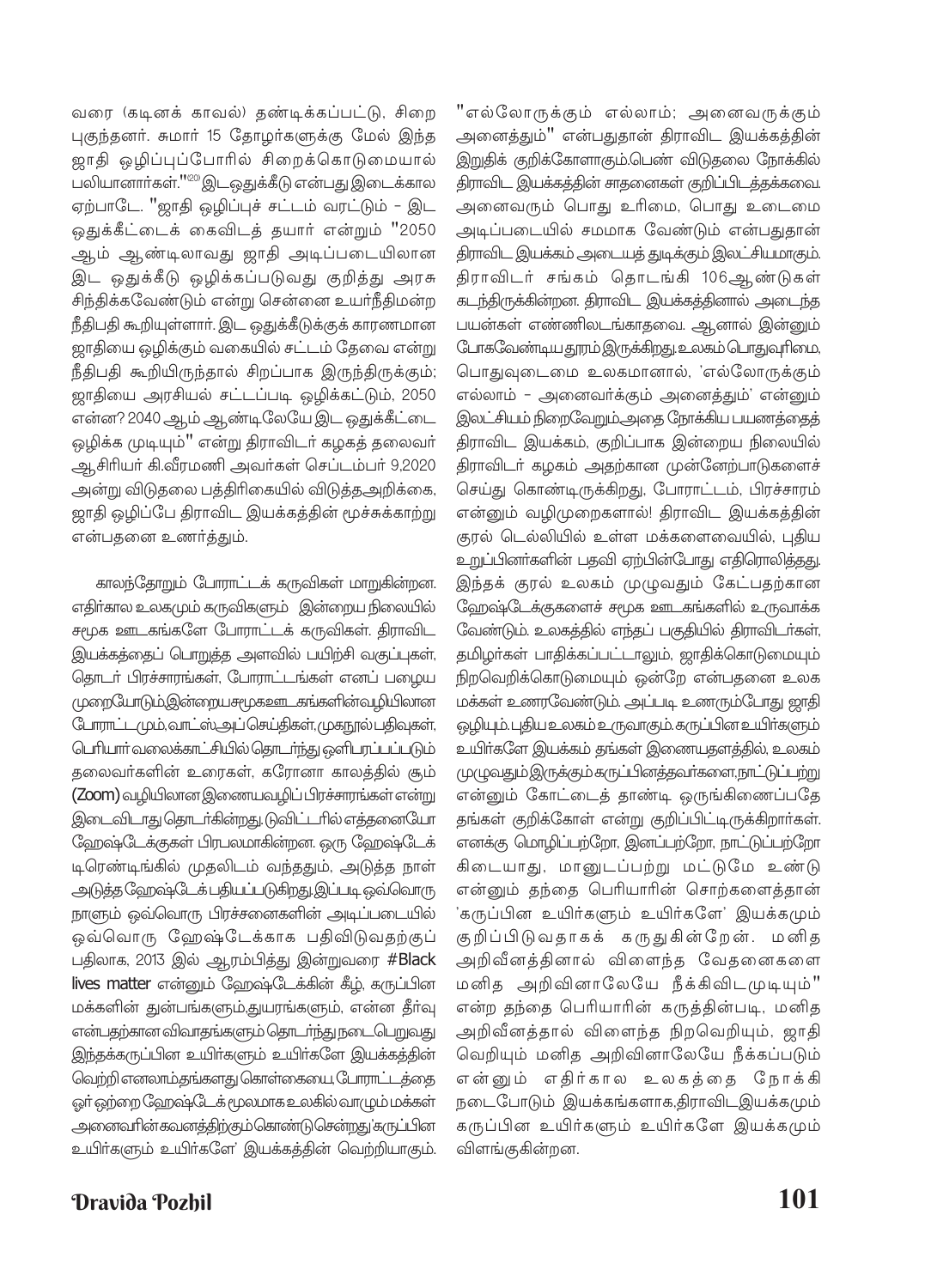வரை (கடினக் காவல்) தண்டிக்கப்பட்டு, சிறை புகுந்தனர். சுமார் 15 தோழர்களுக்கு மேல் இந்த ஜாதி ஒழிப்புப்போரில் சிறைக்கொடுமையால் பலியானார்கள்."[20] இட ஒதுக்கீடு என்பது இடைக்கால ஏற்பாடே. "ஜாதி ஒழிப்புச் சட்டம் வரட்டும் - இட ஒதுக்கீட்டைக் கைவிடத் தயார் என்றும் "2050 ஆம் ஆண்டிலாவது ஜாதி அடிப்படையிலான இட ஒதுக்கீடு ஒழிக்கப்படுவது குறித்து அரசு சிந்திக்கவேண்டும் என்று சென்னை உயர்நீதிமன்ற நீதிபதி கூறியுள்ளார். இட ஒதுக்கீடுக்குக் காரணமான ஜாதியை ஒழிக்கும் வகையில் சட்டம் தேவை என்று நீதிபதி கூறியிருந்தால் சிறப்பாக இருந்திருக்கும்; ஜாதியை அரசியல் சட்டப்படி ஒழிக்கட்டும், 2050 என்ன? 2040 ஆம் ஆண்டிலேயே இட ஒதுக்கீட்டை ஒழிக்க முடியும்" என்று திராவிடர் கழகத் தலைவர் ஆசிரியர் கி.வீரமணி அவர்கள் செப்டம்பர் 9,2020 அன்று விடுதலை பத்திரிகையில் விடுத்தஅறிக்கை, ஜாதி ஒழிப்பே திராவிட இயக்கத்தின் மூச்சுக்காற்று என்பதனை உணர்த்தும்.

காலந்தோறும் போராட்டக் கருவிகள் மாறுகின்றன. எதிர்கால உலகமும் கருவிகளும் இன்றைய நிலையில் சமூக ஊடகங்களே போராட்டக் கருவிகள். திராவிட இயக்கத்தைப் பொறுத்த அளவில் பயிற்சி வகுப்புகள், தொடர் பிரச்சாரங்கள், போராட்டங்கள் எனப் பழைய முறையோடும்இன்றையசமூகஊடகங்களின்வழியிலான போராட்டமும்,வாட்ஸ்அப்செய்திகள்,முகநூல்பதிவுகள், பெரியார்வலைக்காட்சியில் தொடர்ந்து ஒளிபரப்பப்படும் தலைவர்களின் உரைகள், கரோனா காலத்தில் சூம் (Zoom) வழியிலான இணையவழிப் பிரச்சாரங்கள் என்று இடைவிடாது தொடர்கின்றது. டுவிட்டரில் எத்தனையோ ஹேஷ்டேக்குகள் பிரபலமாகின்றன. ஒரு ஹேஷ்டேக் டிரெண்டிங்கில் முதலிடம் வந்ததும், அடுத்த நாள் அடுத்த ஹேஷ்டேக் பதியப்படுகிறது.இப்படி ஒவ்வொரு நாளும் ஒவ்வொரு பிரச்சனைகளின் அடிப்படையில் ஒவ்வொரு ஹேஷ்டேக்காக பதிவிடுவதற்குப் பதிலாக, 2013 இல் ஆரம்பித்து இன்றுவரை #Black lives matter என்னும் ஹேஷ்டேக்கின் கீழ், கருப்பின மக்களின் துன்பங்களும்,துயரங்களும், என்ன தீர்வு என்பதற்கான விவாதங்களும் தொடர்ந்து நடைபெறுவது இந்தக்கருப்பின உயிர்களும் உயிர்களே இயக்கத்தின் வெற்றி எனலாம்.தங்களது கொள்கையை, போராட்டத்தை ஓர் ஒற்றை ஹேஷ்டேக் மூலமாக உலகில் வாழும் மக்கள் அனைவரின்கவனத்திற்கும்கொண்டுசென்றது'கருப்பின உயிர்களும் உயிர்களே' இயக்கத்தின் வெற்றியாகும்.

"எல்லோருக்கும் எல்லாம்; அனைவருக்கும் அனைத்தும்" என்பதுதான் திராவிட இயக்கத்தின் இறுதிக் குறிக்கோளாகும்.பெண் விடுதலை நோக்கில் திராவிட இயக்கத்தின் சாதனைகள் குறிப்பிடத்தக்கவை. அனைவரும் பொது உரிமை, பொது உடைமை அடிப்படையில் சமமாக வேண்டும் என்பதுதான் திராவிட இயக்கம் அடையத் துடிக்கும் இலட்சியமாகும். திராவிடர் சங்கம் தொடங்கி 106ஆண்டுகள் கடந்திருக்கின்றன. திராவிட இயக்கத்தினால் அடைந்த பயன்கள் எண்ணிலடங்காதவை. ஆனால் இன்னும் போகவேண்டியதூரம்இருக்கிறது.உலகம்பொதுவுரிமை, பொதுவுடைமை உலகமானால், 'எல்லோருக்கும் எல்லாம் - அனைவர்க்கும் அனைத்தும்' என்னும் இலட்சியம் நிறைவேறும்.அதை நோக்கிய பயணத்தைத் திராவிட இயக்கம், குறிப்பாக இன்றைய நிலையில் திராவிடர் கழகம் அதற்கான முன்னேற்பாடுகளைச் செய்து கொண்டிருக்கிறது, போராட்டம், பிரச்சாரம் என்னும் வழிமுறைகளால்! திராவிட இயக்கத்தின் குரல் டெல்லியில் உள்ள மக்களைவையில், புதிய உறுப்பினர்களின் பதவி ஏற்பின்போது எதிரொலித்தது. இந்தக் குரல் உலகம் முழுவதும் கேட்பதற்கான ஹேஷ்டேக்குகளைச் சமூக ஊடகங்களில் உருவாக்க வேண்டும். உலகத்தில் எந்தப் பகுதியில் திராவிடர்கள், தமிழர்கள் பாதிக்கப்பட்டாலும், ஜாதிக்கொடுமையும் நிறவெறிக்கொடுமையும் ஒன்றே என்பதனை உலக மக்கள் உணரவேண்டும். அப்படி உணரும்போது ஜாதி ஒழியும்.புதிய உலகம் உருவாகும்.கருப்பின உயிர்களும் உயிர்களே இயக்கம் தங்கள் இணையதளத்தில், உலகம் முழுவதும்இருக்கும்கருப்பினத்தவர்களை,நாட்டுப்பற்று என்னும் கோட்டைத் தாண்டி ஒருங்கிணைப்பதே தங்கள் குறிக்கோள் என்று குறிப்பிட்டிருக்கிறார்கள். எனக்கு மொழிப்பற்றோ, இனப்பற்றோ, நாட்டுப்பற்றோ கிடையாது, மானுடப்பற்று மட்டுமே உண்டு என்னும் தந்தை பெரியாரின் சொற்களைத்தான் 'கருப்பின உயிர்களும் உயிர்களே' இயக்கமும் குறிப்பிடுவதாகக் கருதுகின்றேன். மனித அறிவீனத்தினால் விளைந்த வேதனைகளை மனித அறிவினாலேயே நீக்கிவிடமுடியும்" என்ற தந்தை பெரியாரின் கருத்தின்படி, மனித அறிவீனத்தால் விளைந்த நிறவெறியும், ஜாதி வெறியும் மனித அறிவினாலேயே நீக்கப்படும் என்னும் எதிர்கால உலகத்தை நோக்கி நடைபோடும் இயக்கங்களாக,திராவிடஇயக்கமும் கருப்பின உயிர்களும் உயிர்களே இயக்கமும் விளங்குகின்றன.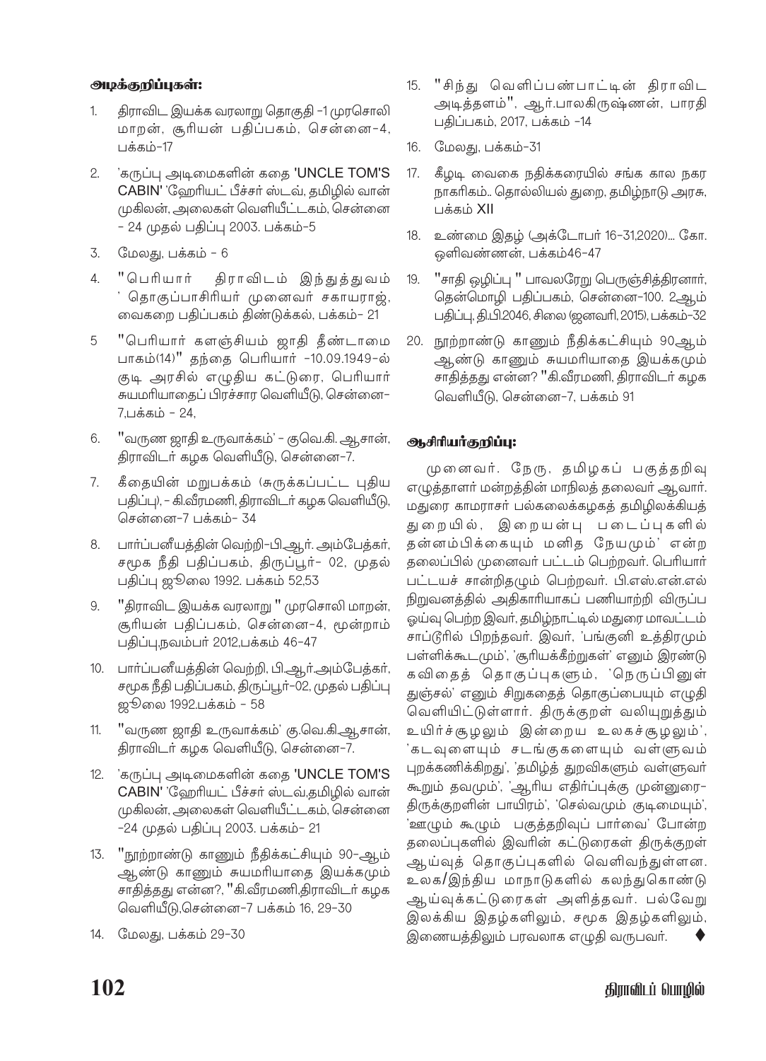### அடிக்குறிப்புகள்:

1. திராவிட இயக்க வரலாறு தொகுதி -1 முரசொலி மாறன், சூரியன் பதிப்பகம், சென்னை-4, பக்கம்-17
2. 'கருப்பு அடிமைகளின் கதை 'UNCLE TOM'S CABIN' 'ஹேரியட் பீச்சர் ஸ்டவ், தமிழில் வான் முகிலன், அலைகள் வெளியீட்டகம், சென்னை - 24 முதல் பதிப்பு 2003. பக்கம்-5
3. மேலது, பக்கம் - 6
4. "பெரியார் திராவிடம் இந்துத்துவம் ' தொகுப்பாசிரியர் முனைவர் சகாயராஜ், வைகறை பதிப்பகம் திண்டுக்கல், பக்கம்- 21
5. "பெரியார் களஞ்சியம் ஜாதி தீண்டாமை பாகம்(14)" தந்தை பெரியார் -10.09.1949-ல் குடி அரசில் எழுதிய கட்டுரை, பெரியார் சுயமரியாதைப் பிரச்சார வெளியீடு, சென்னை-7,பக்கம் - 24,
6. "வருண ஜாதி உருவாக்கம்' - குவெ.கி. ஆசான், திராவிடர் கழக வெளியீடு, சென்னை-7.
7. கீதையின் மறுபக்கம் (சுருக்கப்பட்ட புதிய பதிப்பு), - கி.வீரமணி, திராவிடர் கழக வெளியீடு, சென்னை-7 பக்கம்- 34
8. பார்ப்பனீயத்தின் வெற்றி-பி.ஆர். அம்பேத்கர், சமூக நீதி பதிப்பகம், திருப்பூர்- 02, முதல் பதிப்பு ஜூலை 1992. பக்கம் 52,53
9. "திராவிட இயக்க வரலாறு " முரசொலி மாறன், சூரியன் பதிப்பகம், சென்னை-4, மூன்றாம் பதிப்பு,நவம்பர் 2012,பக்கம் 46-47
10. பார்ப்பனீயத்தின் வெற்றி, பி.ஆர்.அம்பேத்கர், சமூக நீதி பதிப்பகம், திருப்பூர்-02, முதல் பதிப்பு ஜூலை 1992.பக்கம் - 58
11. "வருண ஜாதி உருவாக்கம்' கு.வெ.கி.ஆசான், திராவிடர் கழக வெளியீடு, சென்னை-7.
12. 'கருப்பு அடிமைகளின் கதை 'UNCLE TOM'S CABIN' 'ஹேரியட் பீச்சர் ஸ்டவ்,தமிழில் வான் முகிலன், அலைகள் வெளியீட்டகம், சென்னை -24 முதல் பதிப்பு 2003. பக்கம்- 21
13. "நூற்றாண்டு காணும் நீதிக்கட்சியும் 90-ஆம் ஆண்டு காணும் சுயமரியாதை இயக்கமும் சாதித்தது என்ன?, "கி.வீரமணி,திராவிடர் கழக வெளியீடு,சென்னை-7 பக்கம் 16, 29-30
14. மேலது, பக்கம் 29-30
15. "சிந்து வெளிப்பண்பாட்டின் திராவிட அடித்தளம்", ஆர்.பாலகிருஷ்ணன், பாரதி பதிப்பகம், 2017, பக்கம் -14
16. மேலது, பக்கம்-31
17. கீழடி வைகை நதிக்கரையில் சங்க கால நகர நாகரிகம்.. தொல்லியல் துறை, தமிழ்நாடு அரசு, பக்கம் XII
18. உண்மை இதழ் (அக்டோபர் 16-31,2020)... கோ. ஒளிவண்ணன், பக்கம்46-47
19. "சாதி ஒழிப்பு " பாவலரேறு பெருஞ்சித்திரனார், தென்மொழி பதிப்பகம், சென்னை-100. 2ஆம் பதிப்பு, தி.பி.2046, சிலை (ஜனவரி, 2015), பக்கம்-32
20. நூற்றாண்டு காணும் நீதிக்கட்சியும் 90ஆம் ஆண்டு காணும் சுயமரியாதை இயக்கமும் சாதித்தது என்ன? "கி.வீரமணி, திராவிடர் கழக வெளியீடு, சென்னை-7, பக்கம் 91

### ஆசிரியர்குறிப்பு:

முனைவர். நேரு, தமிழகப் பகுத்தறிவு எழுத்தாளர் மன்றத்தின் மாநிலத் தலைவர் ஆவார். மதுரை காமராசர் பல்கலைக்கழகத் தமிழிலக்கியத் துறையில், இறையன்பு படைப்புகளில் தன்னம்பிக்கையும் மனித நேயமும்' என்ற தலைப்பில் முனைவர் பட்டம் பெற்றவர். பெரியார் பட்டயச் சான்றிதழும் பெற்றவர். பி.எஸ்.என்.எல் நிறுவனத்தில் அதிகாரியாகப் பணியாற்றி விருப்ப ஓய்வு பெற்ற இவர், தமிழ்நாட்டில் மதுரை மாவட்டம் சாப்டூரில் பிறந்தவர். இவர், 'பங்குனி உத்திரமும் பள்ளிக்கூடமும்', 'சூரியக்கீற்றுகள்' எனும் இரண்டு கவிதைத் தொகுப்புகளும், 'நெருப்பினுள் துஞ்சல்' எனும் சிறுகதைத் தொகுப்பையும் எழுதி வெளியிட்டுள்ளார். திருக்குறள் வலியுறுத்தும் உயிர்ச்சூழலும் இன்றைய உலகச்சூழலும்', 'கடவுளையும் சடங்குகளையும் வள்ளுவம் புறக்கணிக்கிறது', 'தமிழ்த் துறவிகளும் வள்ளுவர் கூறும் தவமும்', 'ஆரிய எதிர்ப்புக்கு முன்னுரை-திருக்குறளின் பாயிரம்', 'செல்வமும் குடிமையும்', 'ஊழும் கூழும் பகுத்தறிவுப் பார்வை' போன்ற தலைப்புகளில் இவரின் கட்டுரைகள் திருக்குறள் ஆய்வுத் தொகுப்புகளில் வெளிவந்துள்ளன. உலக/இந்திய மாநாடுகளில் கலந்துகொண்டு ஆய்வுக்கட்டுரைகள் அளித்தவர். பல்வேறு இலக்கிய இதழ்களிலும், சமூக இதழ்களிலும், இணையத்திலும் பரவலாக எழுதி வருபவர். ♦